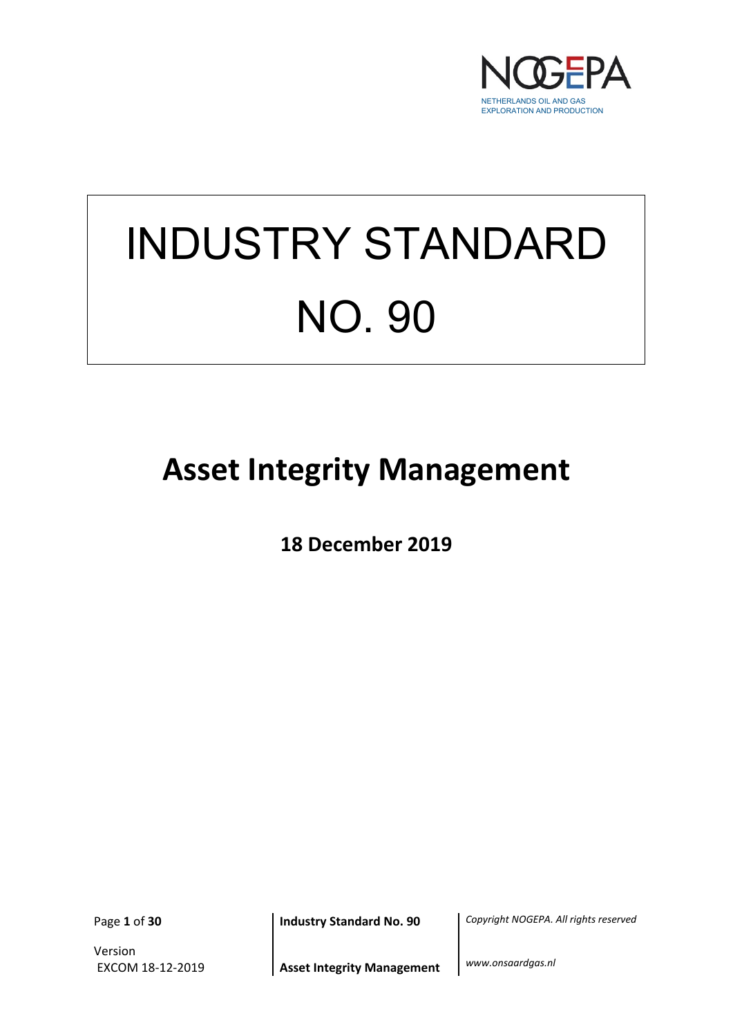NETHERLANDS OIL AND GAS EXPLORATION AND PRODUCTION

# INDUSTRY STANDARD NO. 90

# Asset Integrity Management

**18 December 2019**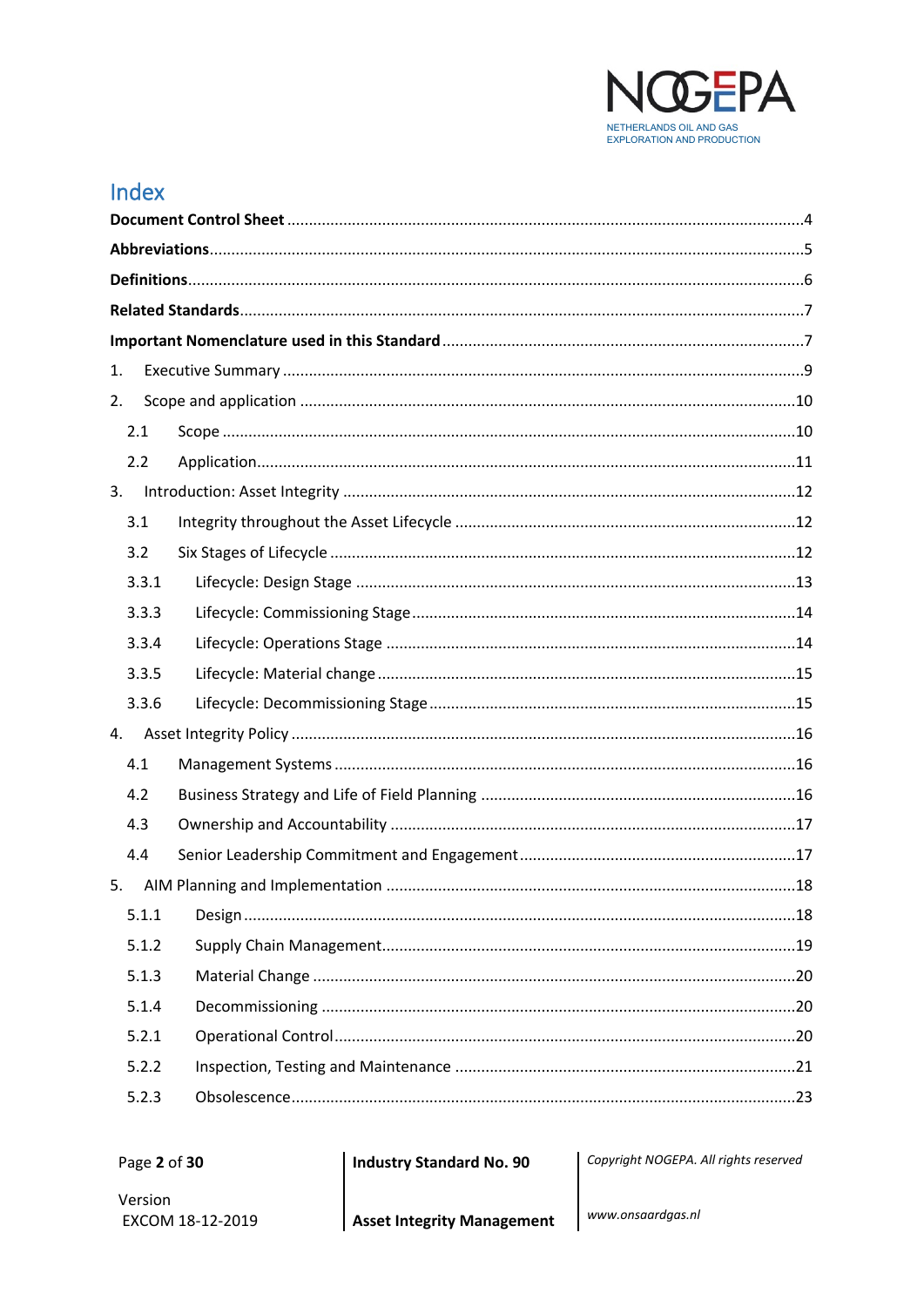# Index

**Document Control Sheet** .....4

**Abbreviations** .....5

**Definitions** .....6

**Related Standards** .....7

**Important Nomenclature used in this Standard** .....7

1. Executive Summary .....9
2. Scope and application .....10
   - 2.1 Scope .....10
   - 2.2 Application .....11
3. Introduction: Asset Integrity .....12
   - 3.1 Integrity throughout the Asset Lifecycle .....12
   - 3.2 Six Stages of Lifecycle .....12
   - 3.3.1 Lifecycle: Design Stage .....13
   - 3.3.3 Lifecycle: Commissioning Stage .....14
   - 3.3.4 Lifecycle: Operations Stage .....14
   - 3.3.5 Lifecycle: Material change .....15
   - 3.3.6 Lifecycle: Decommissioning Stage .....15
4. Asset Integrity Policy .....16
   - 4.1 Management Systems .....16
   - 4.2 Business Strategy and Life of Field Planning .....16
   - 4.3 Ownership and Accountability .....17
   - 4.4 Senior Leadership Commitment and Engagement .....17
5. AIM Planning and Implementation .....18
   - 5.1.1 Design .....18
   - 5.1.2 Supply Chain Management .....19
   - 5.1.3 Material Change .....20
   - 5.1.4 Decommissioning .....20
   - 5.2.1 Operational Control .....20
   - 5.2.2 Inspection, Testing and Maintenance .....21
   - 5.2.3 Obsolescence .....23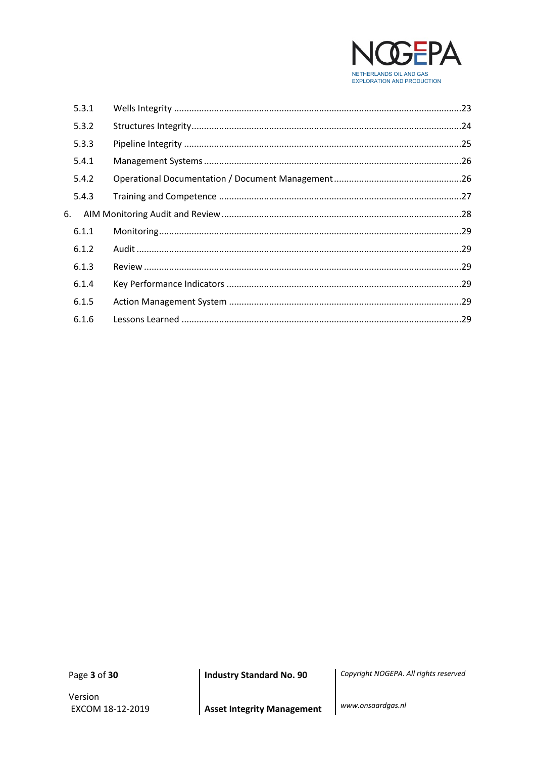| | | |
|---|---|---|
| 5.3.1 | Wells Integrity | 23 |
| 5.3.2 | Structures Integrity | 24 |
| 5.3.3 | Pipeline Integrity | 25 |
| 5.4.1 | Management Systems | 26 |
| 5.4.2 | Operational Documentation / Document Management | 26 |
| 5.4.3 | Training and Competence | 27 |
| 6. | AIM Monitoring Audit and Review | 28 |
| 6.1.1 | Monitoring | 29 |
| 6.1.2 | Audit | 29 |
| 6.1.3 | Review | 29 |
| 6.1.4 | Key Performance Indicators | 29 |
| 6.1.5 | Action Management System | 29 |
| 6.1.6 | Lessons Learned | 29 |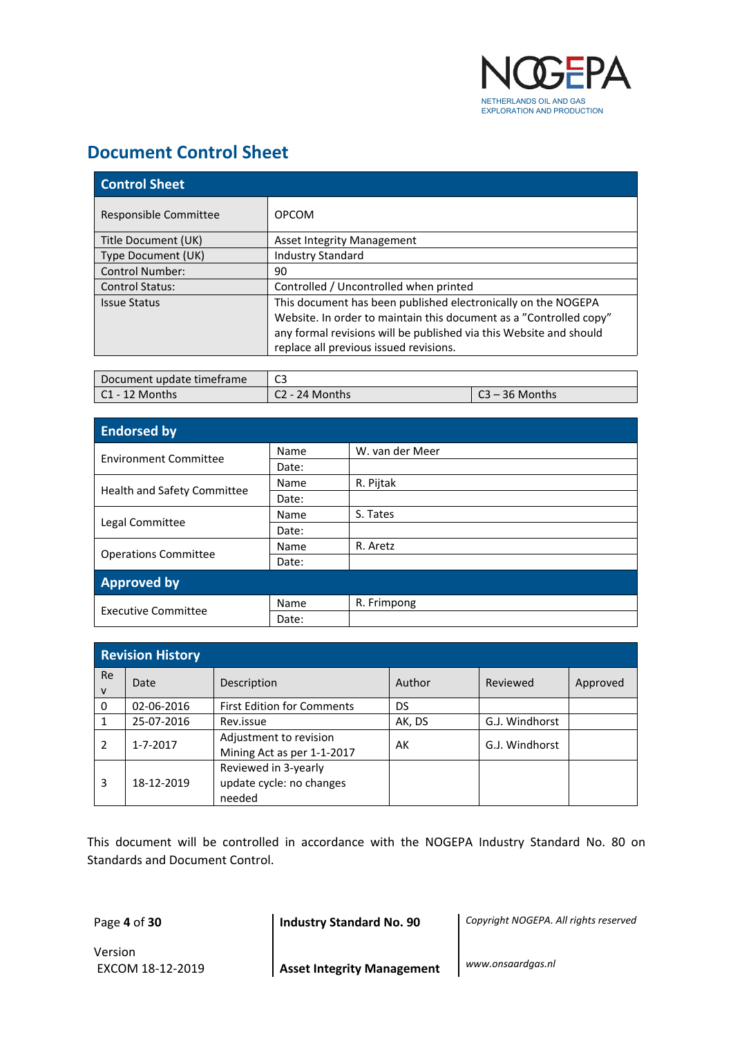# Document Control Sheet

| Control Sheet | |
|---|---|
| Responsible Committee | OPCOM |
| Title Document (UK) | Asset Integrity Management |
| Type Document (UK) | Industry Standard |
| Control Number: | 90 |
| Control Status: | Controlled / Uncontrolled when printed |
| Issue Status | This document has been published electronically on the NOGEPA Website. In order to maintain this document as a "Controlled copy" any formal revisions will be published via this Website and should replace all previous issued revisions. |

| Document update timeframe | C3 | |
|---|---|---|
| C1 - 12 Months | C2 - 24 Months | C3 – 36 Months |

| Endorsed by | | |
|---|---|---|
| Environment Committee | Name | W. van der Meer |
| | Date: | |
| Health and Safety Committee | Name | R. Pijtak |
| | Date: | |
| Legal Committee | Name | S. Tates |
| | Date: | |
| Operations Committee | Name | R. Aretz |
| | Date: | |
| **Approved by** | | |
| Executive Committee | Name | R. Frimpong |
| | Date: | |

**Revision History**

| Rev | Date | Description | Author | Reviewed | Approved |
|---|---|---|---|---|---|
| 0 | 02-06-2016 | First Edition for Comments | DS | | |
| 1 | 25-07-2016 | Rev.issue | AK, DS | G.J. Windhorst | |
| 2 | 1-7-2017 | Adjustment to revision Mining Act as per 1-1-2017 | AK | G.J. Windhorst | |
| 3 | 18-12-2019 | Reviewed in 3-yearly update cycle: no changes needed | | | |

This document will be controlled in accordance with the NOGEPA Industry Standard No. 80 on Standards and Document Control.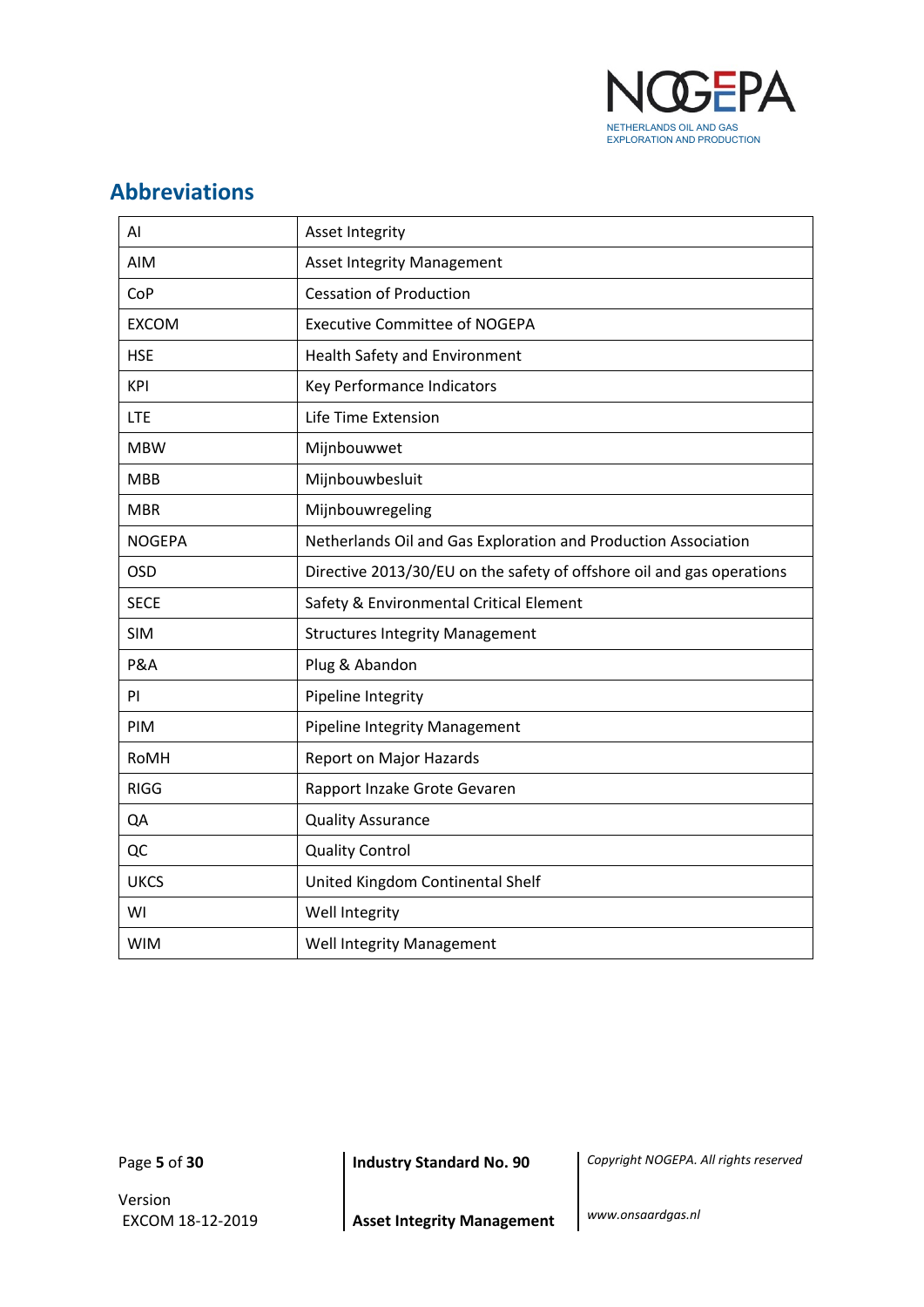## Abbreviations

| | |
|---|---|
| AI | Asset Integrity |
| AIM | Asset Integrity Management |
| CoP | Cessation of Production |
| EXCOM | Executive Committee of NOGEPA |
| HSE | Health Safety and Environment |
| KPI | Key Performance Indicators |
| LTE | Life Time Extension |
| MBW | Mijnbouwwet |
| MBB | Mijnbouwbesluit |
| MBR | Mijnbouwregeling |
| NOGEPA | Netherlands Oil and Gas Exploration and Production Association |
| OSD | Directive 2013/30/EU on the safety of offshore oil and gas operations |
| SECE | Safety & Environmental Critical Element |
| SIM | Structures Integrity Management |
| P&A | Plug & Abandon |
| PI | Pipeline Integrity |
| PIM | Pipeline Integrity Management |
| RoMH | Report on Major Hazards |
| RIGG | Rapport Inzake Grote Gevaren |
| QA | Quality Assurance |
| QC | Quality Control |
| UKCS | United Kingdom Continental Shelf |
| WI | Well Integrity |
| WIM | Well Integrity Management |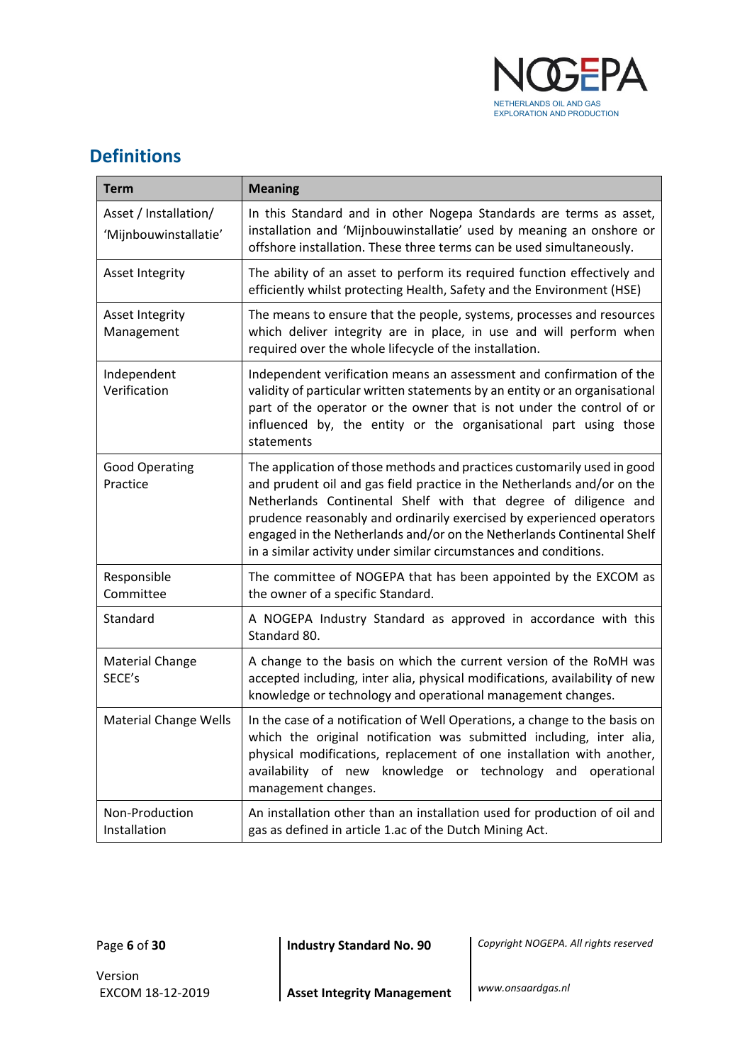## Definitions

| Term | Meaning |
|---|---|
| Asset / Installation/ 'Mijnbouwinstallatie' | In this Standard and in other Nogepa Standards are terms as asset, installation and 'Mijnbouwinstallatie' used by meaning an onshore or offshore installation. These three terms can be used simultaneously. |
| Asset Integrity | The ability of an asset to perform its required function effectively and efficiently whilst protecting Health, Safety and the Environment (HSE) |
| Asset Integrity Management | The means to ensure that the people, systems, processes and resources which deliver integrity are in place, in use and will perform when required over the whole lifecycle of the installation. |
| Independent Verification | Independent verification means an assessment and confirmation of the validity of particular written statements by an entity or an organisational part of the operator or the owner that is not under the control of or influenced by, the entity or the organisational part using those statements |
| Good Operating Practice | The application of those methods and practices customarily used in good and prudent oil and gas field practice in the Netherlands and/or on the Netherlands Continental Shelf with that degree of diligence and prudence reasonably and ordinarily exercised by experienced operators engaged in the Netherlands and/or on the Netherlands Continental Shelf in a similar activity under similar circumstances and conditions. |
| Responsible Committee | The committee of NOGEPA that has been appointed by the EXCOM as the owner of a specific Standard. |
| Standard | A NOGEPA Industry Standard as approved in accordance with this Standard 80. |
| Material Change SECE's | A change to the basis on which the current version of the RoMH was accepted including, inter alia, physical modifications, availability of new knowledge or technology and operational management changes. |
| Material Change Wells | In the case of a notification of Well Operations, a change to the basis on which the original notification was submitted including, inter alia, physical modifications, replacement of one installation with another, availability of new knowledge or technology and operational management changes. |
| Non-Production Installation | An installation other than an installation used for production of oil and gas as defined in article 1.ac of the Dutch Mining Act. |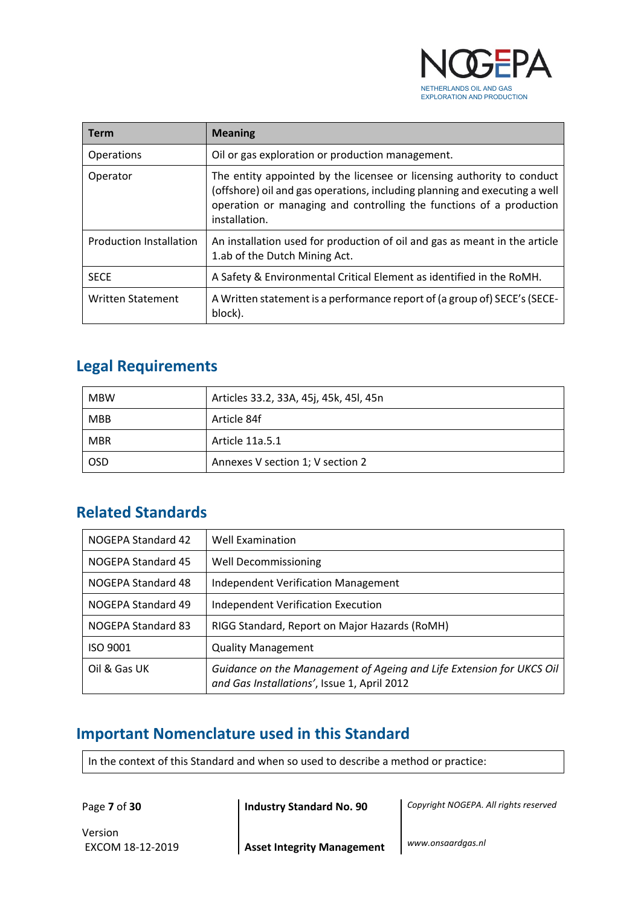| Term | Meaning |
|---|---|
| Operations | Oil or gas exploration or production management. |
| Operator | The entity appointed by the licensee or licensing authority to conduct (offshore) oil and gas operations, including planning and executing a well operation or managing and controlling the functions of a production installation. |
| Production Installation | An installation used for production of oil and gas as meant in the article 1.ab of the Dutch Mining Act. |
| SECE | A Safety & Environmental Critical Element as identified in the RoMH. |
| Written Statement | A Written statement is a performance report of (a group of) SECE's (SECE-block). |

## Legal Requirements

| | |
|---|---|
| MBW | Articles 33.2, 33A, 45j, 45k, 45l, 45n |
| MBB | Article 84f |
| MBR | Article 11a.5.1 |
| OSD | Annexes V section 1; V section 2 |

## Related Standards

| | |
|---|---|
| NOGEPA Standard 42 | Well Examination |
| NOGEPA Standard 45 | Well Decommissioning |
| NOGEPA Standard 48 | Independent Verification Management |
| NOGEPA Standard 49 | Independent Verification Execution |
| NOGEPA Standard 83 | RIGG Standard, Report on Major Hazards (RoMH) |
| ISO 9001 | Quality Management |
| Oil & Gas UK | *Guidance on the Management of Ageing and Life Extension for UKCS Oil and Gas Installations'*, Issue 1, April 2012 |

## Important Nomenclature used in this Standard

In the context of this Standard and when so used to describe a method or practice: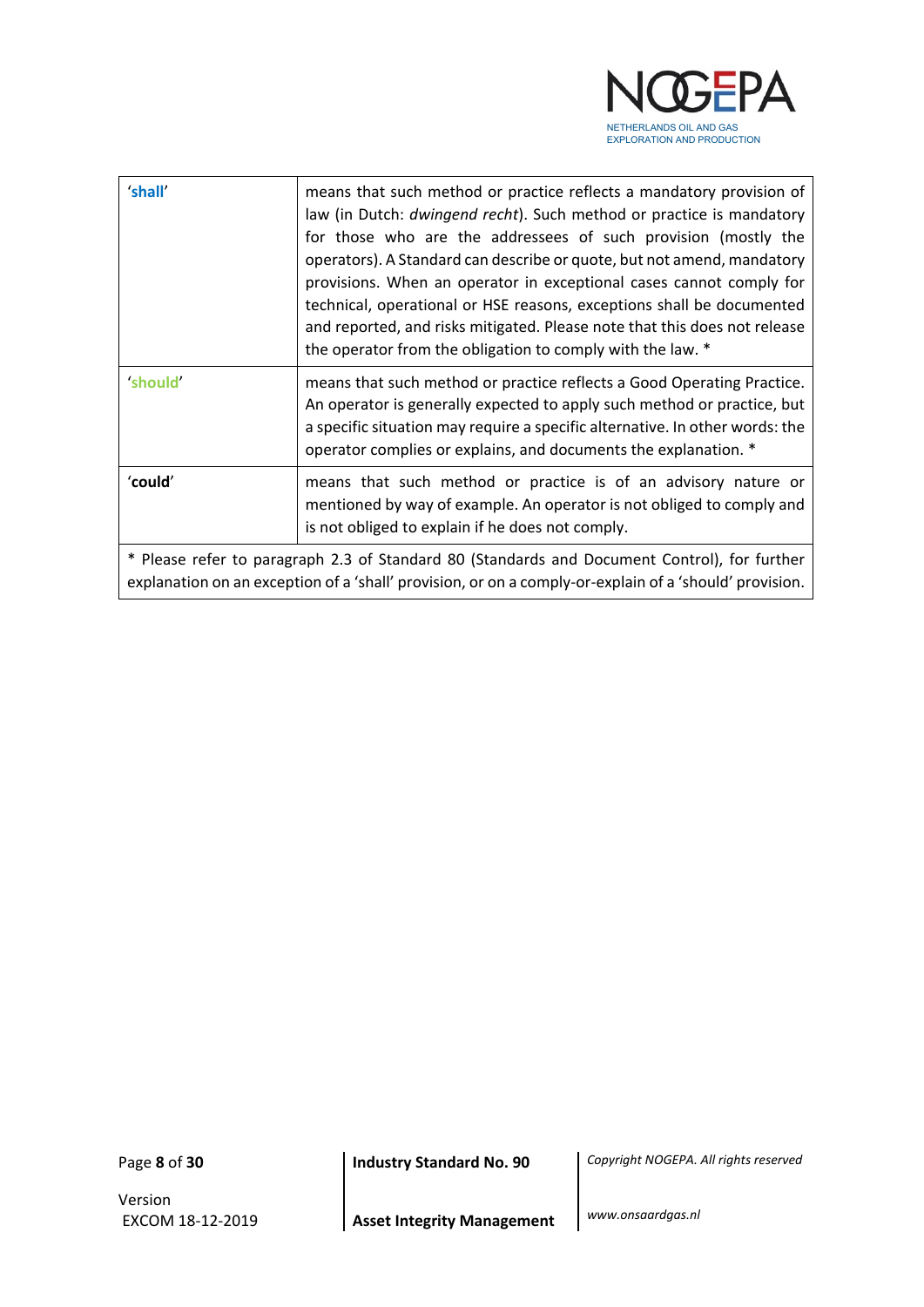| | |
|---|---|
| '**shall**' | means that such method or practice reflects a mandatory provision of law (in Dutch: *dwingend recht*). Such method or practice is mandatory for those who are the addressees of such provision (mostly the operators). A Standard can describe or quote, but not amend, mandatory provisions. When an operator in exceptional cases cannot comply for technical, operational or HSE reasons, exceptions shall be documented and reported, and risks mitigated. Please note that this does not release the operator from the obligation to comply with the law. * |
| '**should**' | means that such method or practice reflects a Good Operating Practice. An operator is generally expected to apply such method or practice, but a specific situation may require a specific alternative. In other words: the operator complies or explains, and documents the explanation. * |
| '**could**' | means that such method or practice is of an advisory nature or mentioned by way of example. An operator is not obliged to comply and is not obliged to explain if he does not comply. |
| * Please refer to paragraph 2.3 of Standard 80 (Standards and Document Control), for further explanation on an exception of a 'shall' provision, or on a comply-or-explain of a 'should' provision. | |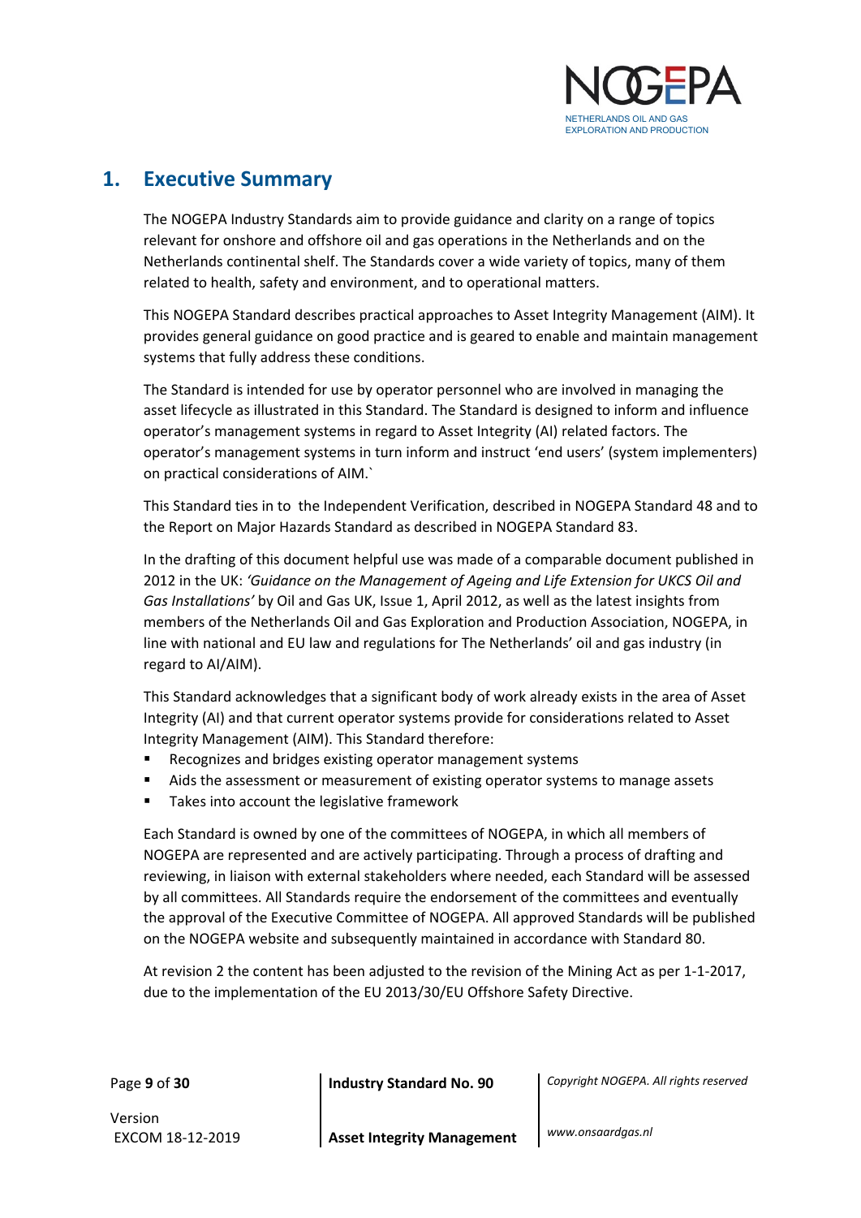## 1. Executive Summary

The NOGEPA Industry Standards aim to provide guidance and clarity on a range of topics relevant for onshore and offshore oil and gas operations in the Netherlands and on the Netherlands continental shelf. The Standards cover a wide variety of topics, many of them related to health, safety and environment, and to operational matters.

This NOGEPA Standard describes practical approaches to Asset Integrity Management (AIM). It provides general guidance on good practice and is geared to enable and maintain management systems that fully address these conditions.

The Standard is intended for use by operator personnel who are involved in managing the asset lifecycle as illustrated in this Standard. The Standard is designed to inform and influence operator's management systems in regard to Asset Integrity (AI) related factors. The operator's management systems in turn inform and instruct 'end users' (system implementers) on practical considerations of AIM.`

This Standard ties in to the Independent Verification, described in NOGEPA Standard 48 and to the Report on Major Hazards Standard as described in NOGEPA Standard 83.

In the drafting of this document helpful use was made of a comparable document published in 2012 in the UK: *'Guidance on the Management of Ageing and Life Extension for UKCS Oil and Gas Installations'* by Oil and Gas UK, Issue 1, April 2012, as well as the latest insights from members of the Netherlands Oil and Gas Exploration and Production Association, NOGEPA, in line with national and EU law and regulations for The Netherlands' oil and gas industry (in regard to AI/AIM).

This Standard acknowledges that a significant body of work already exists in the area of Asset Integrity (AI) and that current operator systems provide for considerations related to Asset Integrity Management (AIM). This Standard therefore:

- Recognizes and bridges existing operator management systems
- Aids the assessment or measurement of existing operator systems to manage assets
- Takes into account the legislative framework

Each Standard is owned by one of the committees of NOGEPA, in which all members of NOGEPA are represented and are actively participating. Through a process of drafting and reviewing, in liaison with external stakeholders where needed, each Standard will be assessed by all committees. All Standards require the endorsement of the committees and eventually the approval of the Executive Committee of NOGEPA. All approved Standards will be published on the NOGEPA website and subsequently maintained in accordance with Standard 80.

At revision 2 the content has been adjusted to the revision of the Mining Act as per 1-1-2017, due to the implementation of the EU 2013/30/EU Offshore Safety Directive.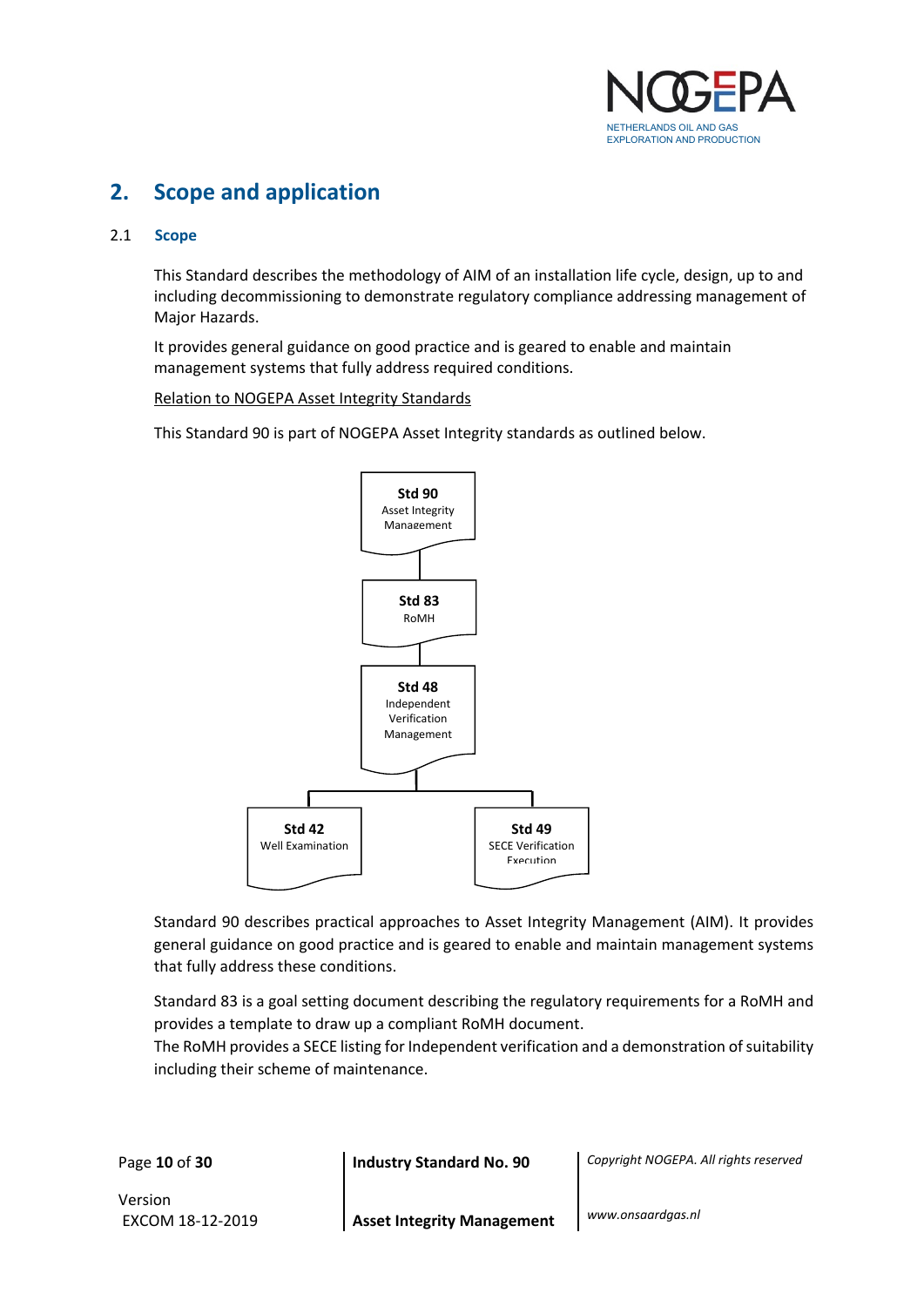## 2. Scope and application

### 2.1 Scope

This Standard describes the methodology of AIM of an installation life cycle, design, up to and including decommissioning to demonstrate regulatory compliance addressing management of Major Hazards.

It provides general guidance on good practice and is geared to enable and maintain management systems that fully address required conditions.

Relation to NOGEPA Asset Integrity Standards

This Standard 90 is part of NOGEPA Asset Integrity standards as outlined below.

**Std 90**
Asset Integrity Management

**Std 83**
RoMH

**Std 48**
Independent Verification Management

**Std 42**
Well Examination

**Std 49**
SECE Verification Execution

Standard 90 describes practical approaches to Asset Integrity Management (AIM). It provides general guidance on good practice and is geared to enable and maintain management systems that fully address these conditions.

Standard 83 is a goal setting document describing the regulatory requirements for a RoMH and provides a template to draw up a compliant RoMH document.
The RoMH provides a SECE listing for Independent verification and a demonstration of suitability including their scheme of maintenance.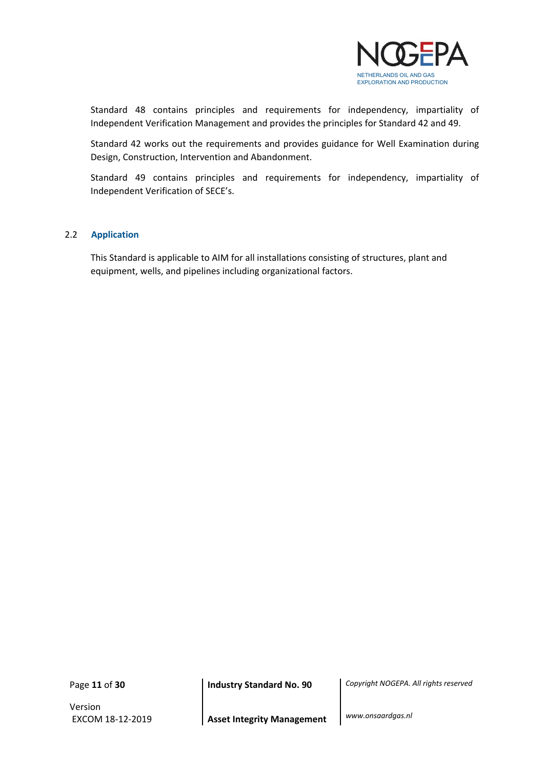Standard 48 contains principles and requirements for independency, impartiality of Independent Verification Management and provides the principles for Standard 42 and 49.

Standard 42 works out the requirements and provides guidance for Well Examination during Design, Construction, Intervention and Abandonment.

Standard 49 contains principles and requirements for independency, impartiality of Independent Verification of SECE's.

## 2.2 Application

This Standard is applicable to AIM for all installations consisting of structures, plant and equipment, wells, and pipelines including organizational factors.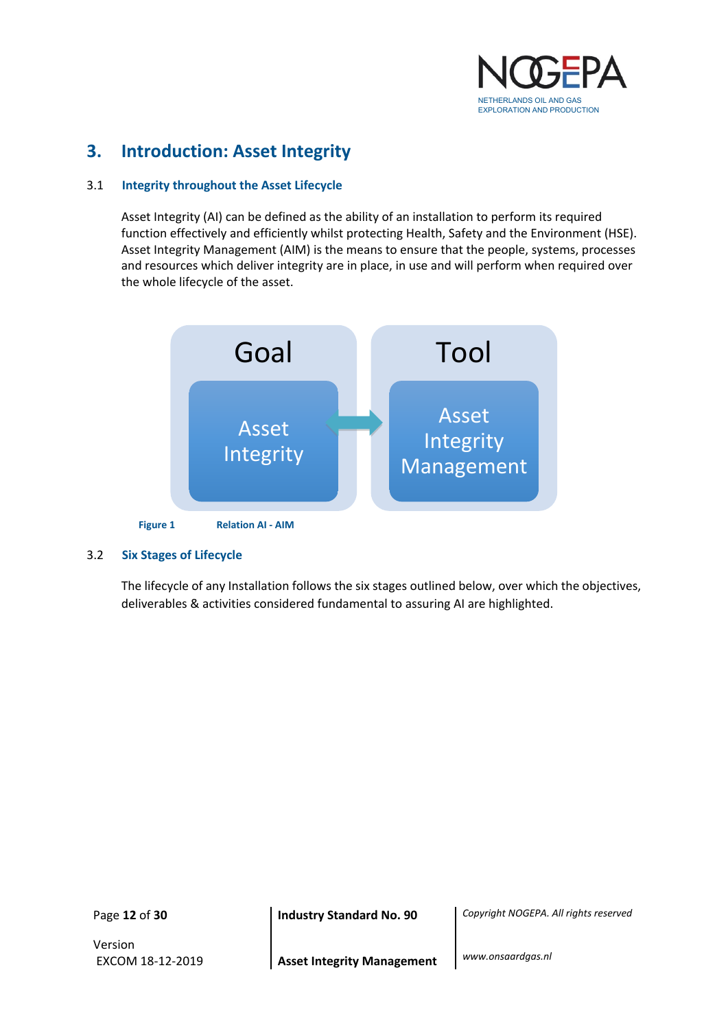# 3. Introduction: Asset Integrity

## 3.1 Integrity throughout the Asset Lifecycle

Asset Integrity (AI) can be defined as the ability of an installation to perform its required function effectively and efficiently whilst protecting Health, Safety and the Environment (HSE). Asset Integrity Management (AIM) is the means to ensure that the people, systems, processes and resources which deliver integrity are in place, in use and will perform when required over the whole lifecycle of the asset.

Goal

Asset Integrity

Tool

Asset Integrity Management

**Figure 1** **Relation AI - AIM**

## 3.2 Six Stages of Lifecycle

The lifecycle of any Installation follows the six stages outlined below, over which the objectives, deliverables & activities considered fundamental to assuring AI are highlighted.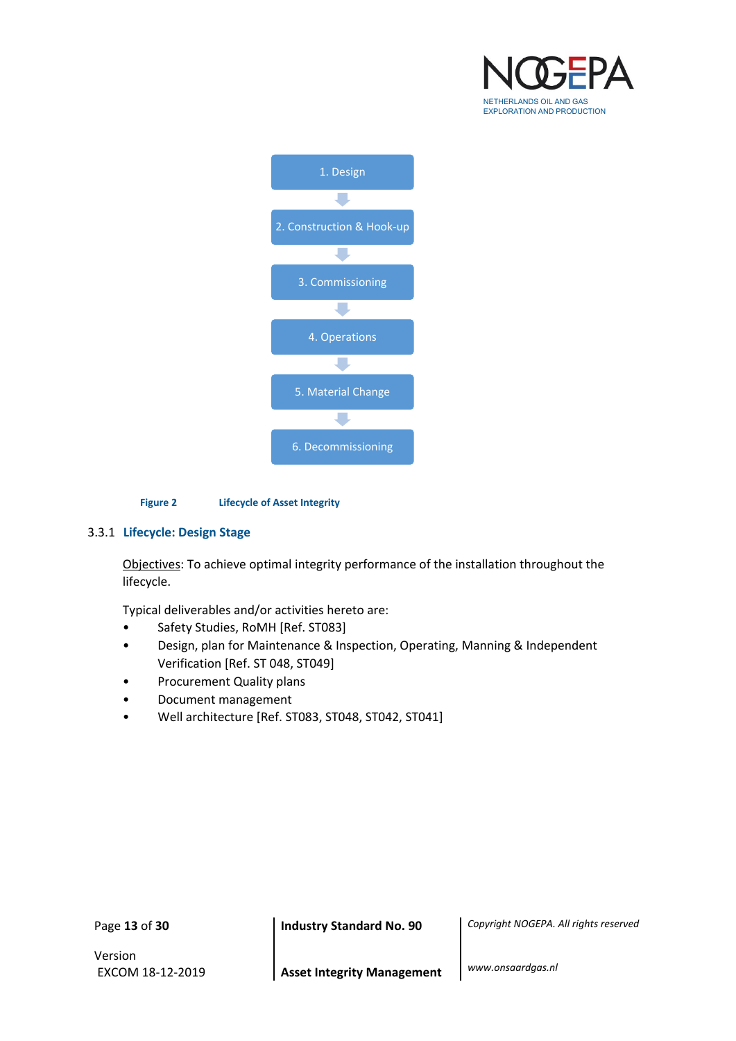1. Design

2. Construction & Hook-up

3. Commissioning

4. Operations

5. Material Change

6. Decommissioning

**Figure 2 Lifecycle of Asset Integrity**

### 3.3.1 Lifecycle: Design Stage

Objectives: To achieve optimal integrity performance of the installation throughout the lifecycle.

Typical deliverables and/or activities hereto are:

- Safety Studies, RoMH [Ref. ST083]
- Design, plan for Maintenance & Inspection, Operating, Manning & Independent Verification [Ref. ST 048, ST049]
- Procurement Quality plans
- Document management
- Well architecture [Ref. ST083, ST048, ST042, ST041]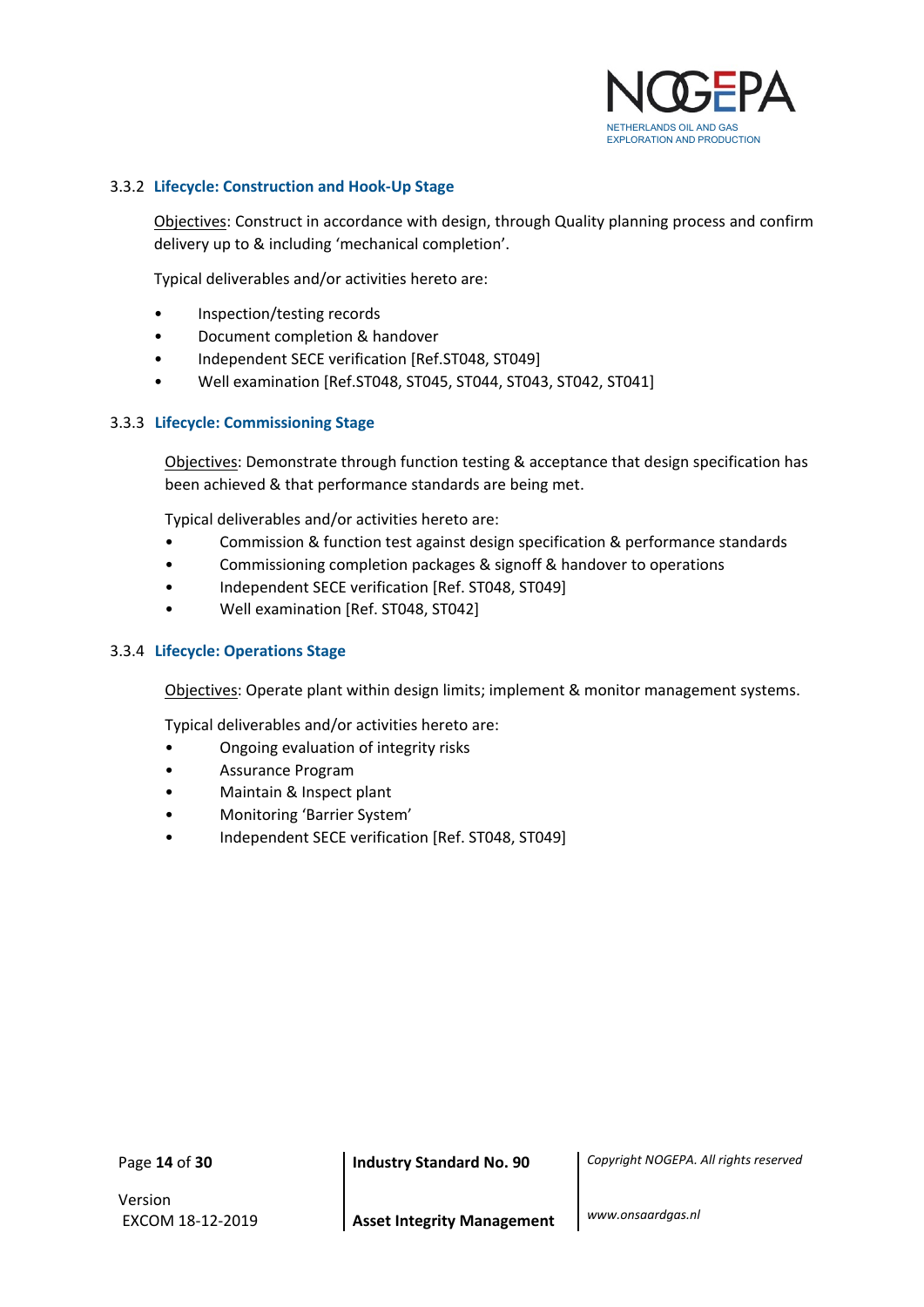### 3.3.2 Lifecycle: Construction and Hook-Up Stage

Objectives: Construct in accordance with design, through Quality planning process and confirm delivery up to & including 'mechanical completion'.

Typical deliverables and/or activities hereto are:

- Inspection/testing records
- Document completion & handover
- Independent SECE verification [Ref.ST048, ST049]
- Well examination [Ref.ST048, ST045, ST044, ST043, ST042, ST041]

### 3.3.3 Lifecycle: Commissioning Stage

Objectives: Demonstrate through function testing & acceptance that design specification has been achieved & that performance standards are being met.

Typical deliverables and/or activities hereto are:

- Commission & function test against design specification & performance standards
- Commissioning completion packages & signoff & handover to operations
- Independent SECE verification [Ref. ST048, ST049]
- Well examination [Ref. ST048, ST042]

### 3.3.4 Lifecycle: Operations Stage

Objectives: Operate plant within design limits; implement & monitor management systems.

Typical deliverables and/or activities hereto are:

- Ongoing evaluation of integrity risks
- Assurance Program
- Maintain & Inspect plant
- Monitoring 'Barrier System'
- Independent SECE verification [Ref. ST048, ST049]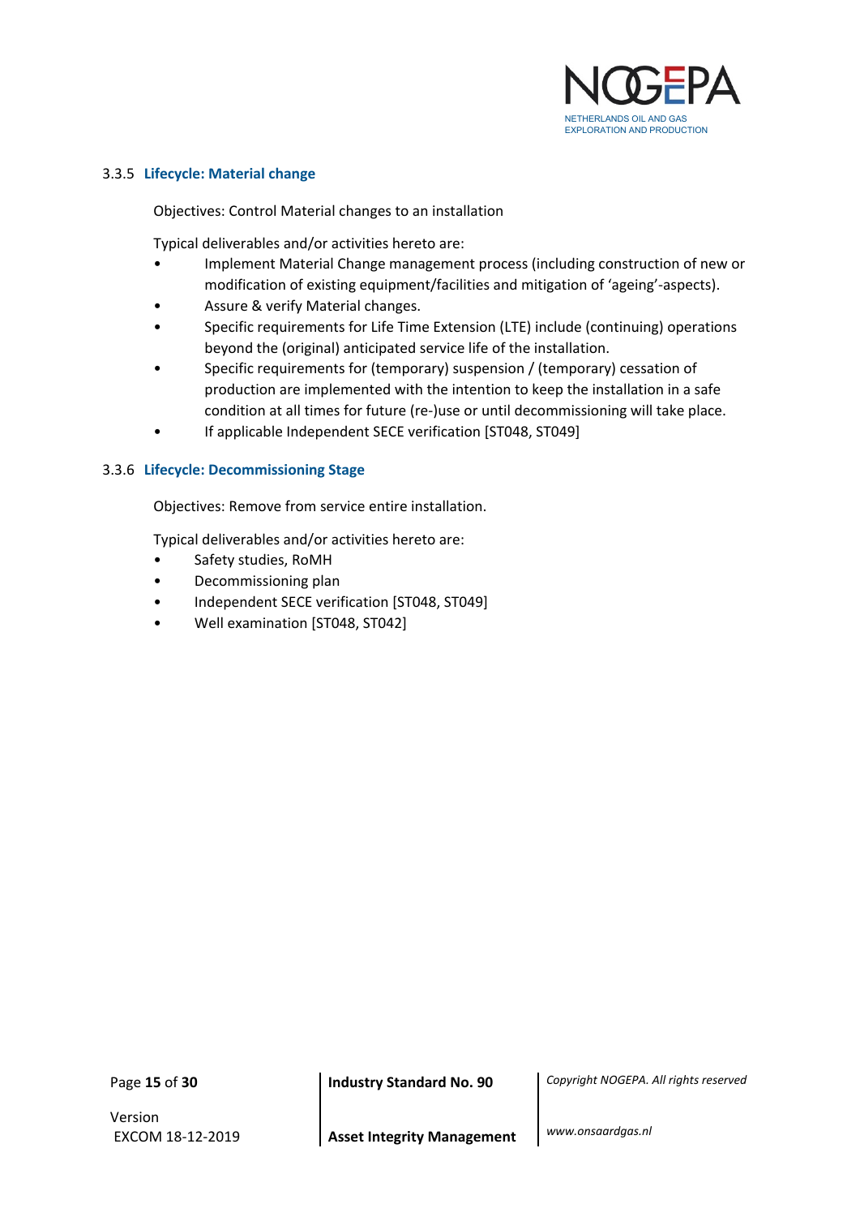### 3.3.5 Lifecycle: Material change

Objectives: Control Material changes to an installation

Typical deliverables and/or activities hereto are:

- Implement Material Change management process (including construction of new or modification of existing equipment/facilities and mitigation of 'ageing'-aspects).
- Assure & verify Material changes.
- Specific requirements for Life Time Extension (LTE) include (continuing) operations beyond the (original) anticipated service life of the installation.
- Specific requirements for (temporary) suspension / (temporary) cessation of production are implemented with the intention to keep the installation in a safe condition at all times for future (re-)use or until decommissioning will take place.
- If applicable Independent SECE verification [ST048, ST049]

### 3.3.6 Lifecycle: Decommissioning Stage

Objectives: Remove from service entire installation.

Typical deliverables and/or activities hereto are:

- Safety studies, RoMH
- Decommissioning plan
- Independent SECE verification [ST048, ST049]
- Well examination [ST048, ST042]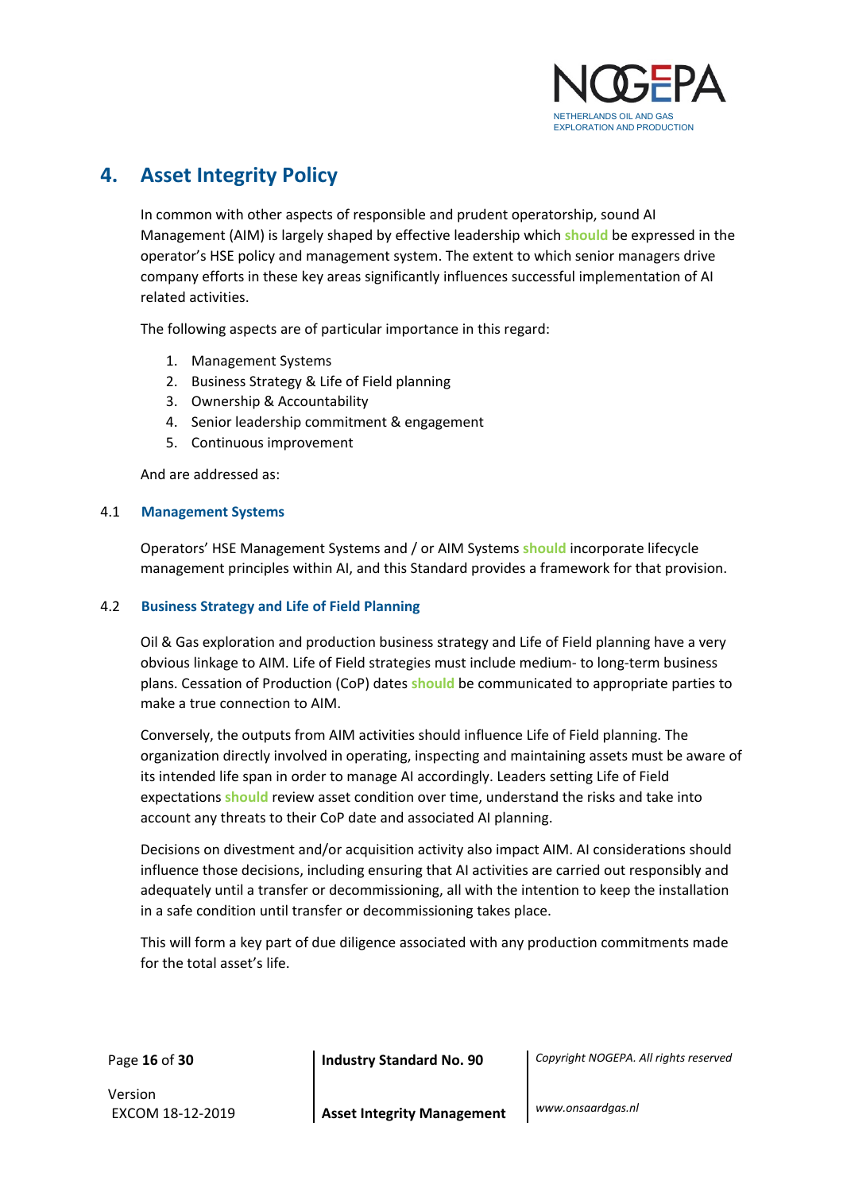# 4. Asset Integrity Policy

In common with other aspects of responsible and prudent operatorship, sound AI Management (AIM) is largely shaped by effective leadership which **should** be expressed in the operator's HSE policy and management system. The extent to which senior managers drive company efforts in these key areas significantly influences successful implementation of AI related activities.

The following aspects are of particular importance in this regard:

1. Management Systems
2. Business Strategy & Life of Field planning
3. Ownership & Accountability
4. Senior leadership commitment & engagement
5. Continuous improvement

And are addressed as:

## 4.1 Management Systems

Operators' HSE Management Systems and / or AIM Systems **should** incorporate lifecycle management principles within AI, and this Standard provides a framework for that provision.

## 4.2 Business Strategy and Life of Field Planning

Oil & Gas exploration and production business strategy and Life of Field planning have a very obvious linkage to AIM. Life of Field strategies must include medium- to long-term business plans. Cessation of Production (CoP) dates **should** be communicated to appropriate parties to make a true connection to AIM.

Conversely, the outputs from AIM activities should influence Life of Field planning. The organization directly involved in operating, inspecting and maintaining assets must be aware of its intended life span in order to manage AI accordingly. Leaders setting Life of Field expectations **should** review asset condition over time, understand the risks and take into account any threats to their CoP date and associated AI planning.

Decisions on divestment and/or acquisition activity also impact AIM. AI considerations should influence those decisions, including ensuring that AI activities are carried out responsibly and adequately until a transfer or decommissioning, all with the intention to keep the installation in a safe condition until transfer or decommissioning takes place.

This will form a key part of due diligence associated with any production commitments made for the total asset's life.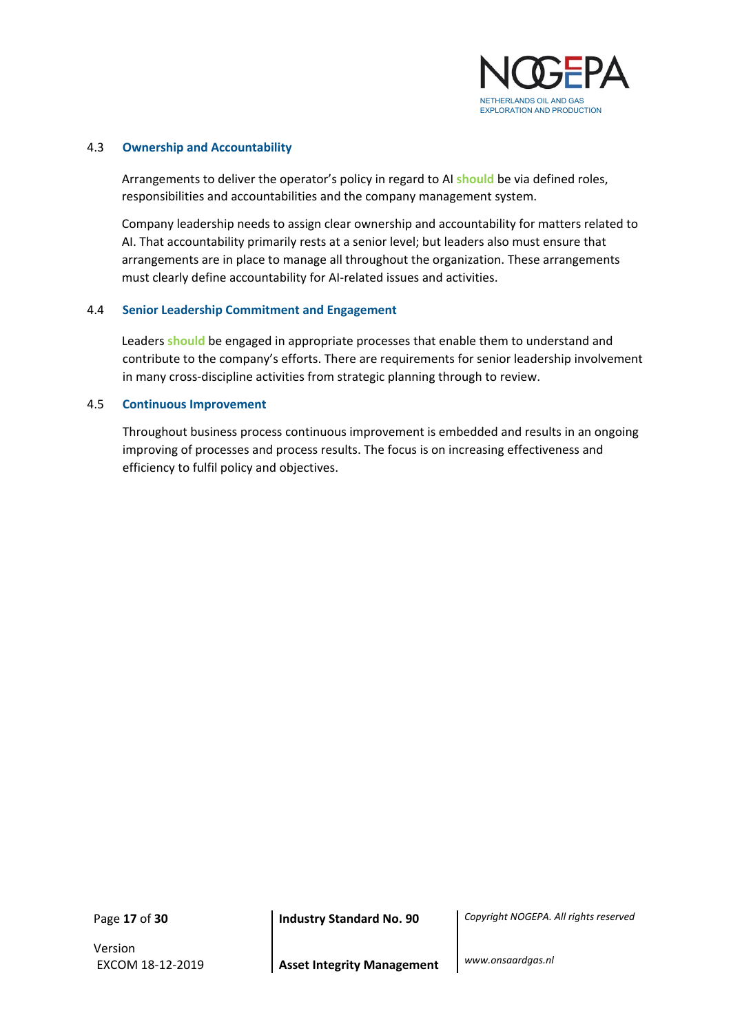### 4.3 Ownership and Accountability

Arrangements to deliver the operator's policy in regard to AI **should** be via defined roles, responsibilities and accountabilities and the company management system.

Company leadership needs to assign clear ownership and accountability for matters related to AI. That accountability primarily rests at a senior level; but leaders also must ensure that arrangements are in place to manage all throughout the organization. These arrangements must clearly define accountability for AI-related issues and activities.

### 4.4 Senior Leadership Commitment and Engagement

Leaders **should** be engaged in appropriate processes that enable them to understand and contribute to the company's efforts. There are requirements for senior leadership involvement in many cross-discipline activities from strategic planning through to review.

### 4.5 Continuous Improvement

Throughout business process continuous improvement is embedded and results in an ongoing improving of processes and process results. The focus is on increasing effectiveness and efficiency to fulfil policy and objectives.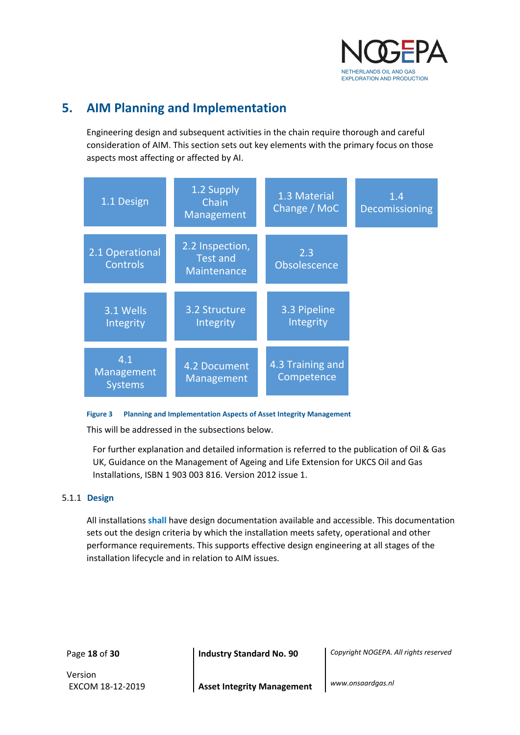## 5. AIM Planning and Implementation

Engineering design and subsequent activities in the chain require thorough and careful consideration of AIM. This section sets out key elements with the primary focus on those aspects most affecting or affected by AI.

1.1 Design
1.2 Supply Chain Management
1.3 Material Change / MoC
1.4 Decomissioning
2.1 Operational Controls
2.2 Inspection, Test and Maintenance
2.3 Obsolescence
3.1 Wells Integrity
3.2 Structure Integrity
3.3 Pipeline Integrity
4.1 Management Systems
4.2 Document Management
4.3 Training and Competence

**Figure 3 Planning and Implementation Aspects of Asset Integrity Management**

This will be addressed in the subsections below.

For further explanation and detailed information is referred to the publication of Oil & Gas UK, Guidance on the Management of Ageing and Life Extension for UKCS Oil and Gas Installations, ISBN 1 903 003 816. Version 2012 issue 1.

### 5.1.1 Design

All installations **shall** have design documentation available and accessible. This documentation sets out the design criteria by which the installation meets safety, operational and other performance requirements. This supports effective design engineering at all stages of the installation lifecycle and in relation to AIM issues.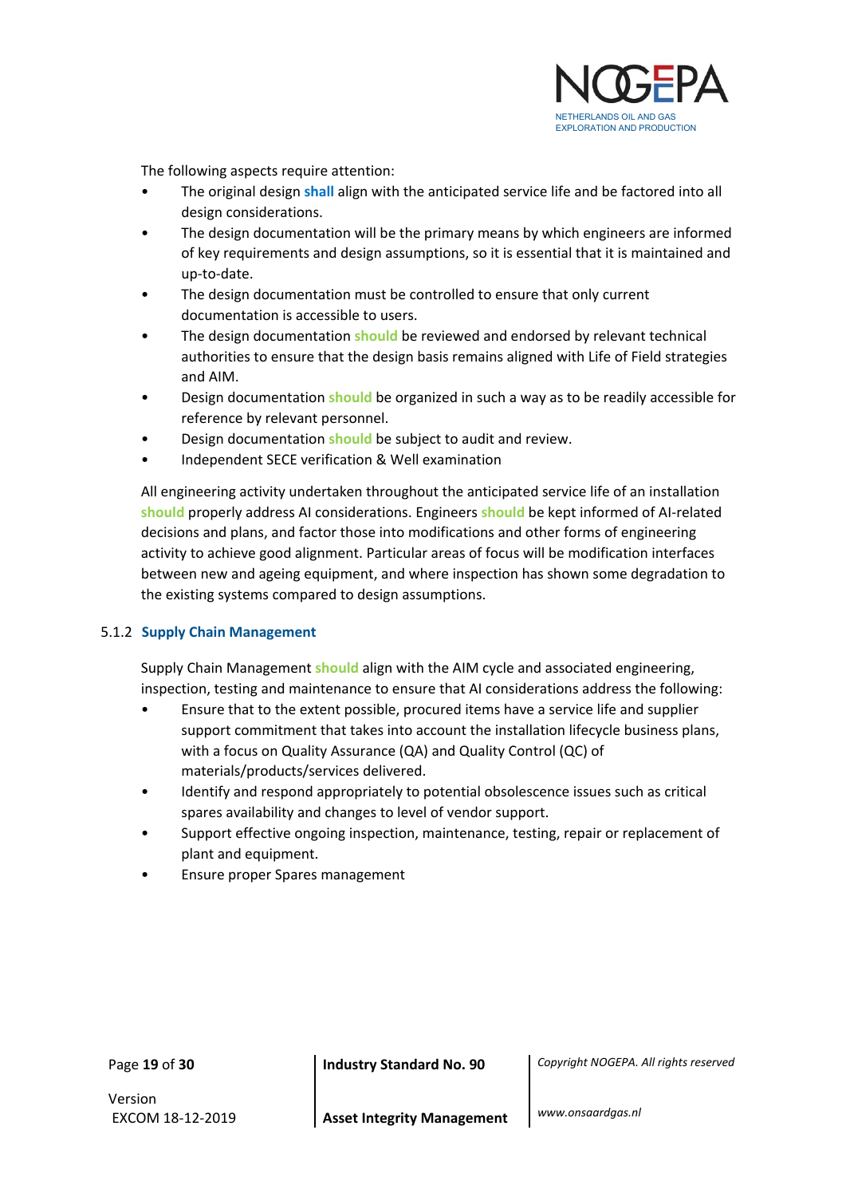The following aspects require attention:

- The original design **shall** align with the anticipated service life and be factored into all design considerations.
- The design documentation will be the primary means by which engineers are informed of key requirements and design assumptions, so it is essential that it is maintained and up-to-date.
- The design documentation must be controlled to ensure that only current documentation is accessible to users.
- The design documentation **should** be reviewed and endorsed by relevant technical authorities to ensure that the design basis remains aligned with Life of Field strategies and AIM.
- Design documentation **should** be organized in such a way as to be readily accessible for reference by relevant personnel.
- Design documentation **should** be subject to audit and review.
- Independent SECE verification & Well examination

All engineering activity undertaken throughout the anticipated service life of an installation **should** properly address AI considerations. Engineers **should** be kept informed of AI-related decisions and plans, and factor those into modifications and other forms of engineering activity to achieve good alignment. Particular areas of focus will be modification interfaces between new and ageing equipment, and where inspection has shown some degradation to the existing systems compared to design assumptions.

### 5.1.2 Supply Chain Management

Supply Chain Management **should** align with the AIM cycle and associated engineering, inspection, testing and maintenance to ensure that AI considerations address the following:

- Ensure that to the extent possible, procured items have a service life and supplier support commitment that takes into account the installation lifecycle business plans, with a focus on Quality Assurance (QA) and Quality Control (QC) of materials/products/services delivered.
- Identify and respond appropriately to potential obsolescence issues such as critical spares availability and changes to level of vendor support.
- Support effective ongoing inspection, maintenance, testing, repair or replacement of plant and equipment.
- Ensure proper Spares management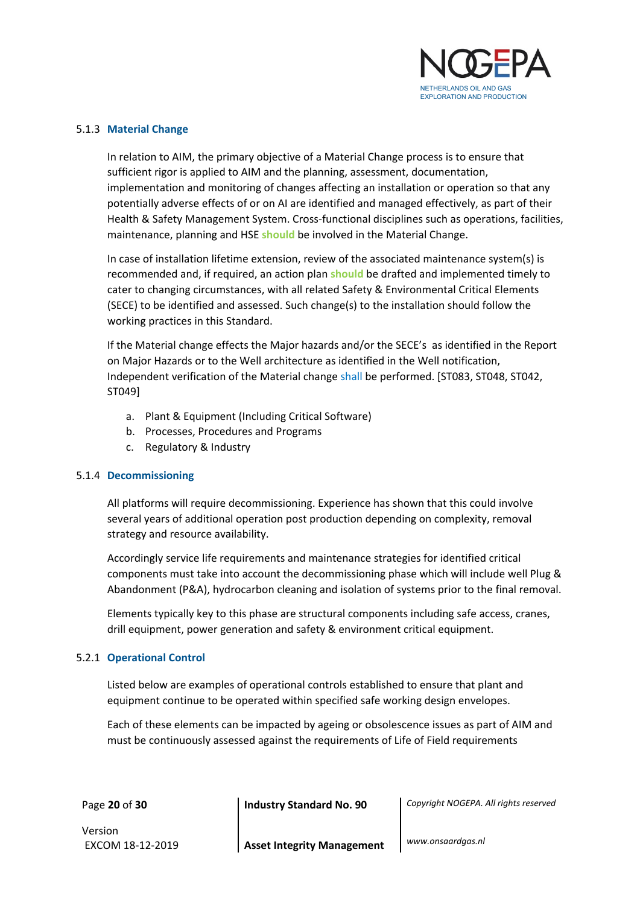### 5.1.3 Material Change

In relation to AIM, the primary objective of a Material Change process is to ensure that sufficient rigor is applied to AIM and the planning, assessment, documentation, implementation and monitoring of changes affecting an installation or operation so that any potentially adverse effects of or on AI are identified and managed effectively, as part of their Health & Safety Management System. Cross-functional disciplines such as operations, facilities, maintenance, planning and HSE **should** be involved in the Material Change.

In case of installation lifetime extension, review of the associated maintenance system(s) is recommended and, if required, an action plan **should** be drafted and implemented timely to cater to changing circumstances, with all related Safety & Environmental Critical Elements (SECE) to be identified and assessed. Such change(s) to the installation should follow the working practices in this Standard.

If the Material change effects the Major hazards and/or the SECE's as identified in the Report on Major Hazards or to the Well architecture as identified in the Well notification, Independent verification of the Material change shall be performed. [ST083, ST048, ST042, ST049]

a. Plant & Equipment (Including Critical Software)
b. Processes, Procedures and Programs
c. Regulatory & Industry

### 5.1.4 Decommissioning

All platforms will require decommissioning. Experience has shown that this could involve several years of additional operation post production depending on complexity, removal strategy and resource availability.

Accordingly service life requirements and maintenance strategies for identified critical components must take into account the decommissioning phase which will include well Plug & Abandonment (P&A), hydrocarbon cleaning and isolation of systems prior to the final removal.

Elements typically key to this phase are structural components including safe access, cranes, drill equipment, power generation and safety & environment critical equipment.

### 5.2.1 Operational Control

Listed below are examples of operational controls established to ensure that plant and equipment continue to be operated within specified safe working design envelopes.

Each of these elements can be impacted by ageing or obsolescence issues as part of AIM and must be continuously assessed against the requirements of Life of Field requirements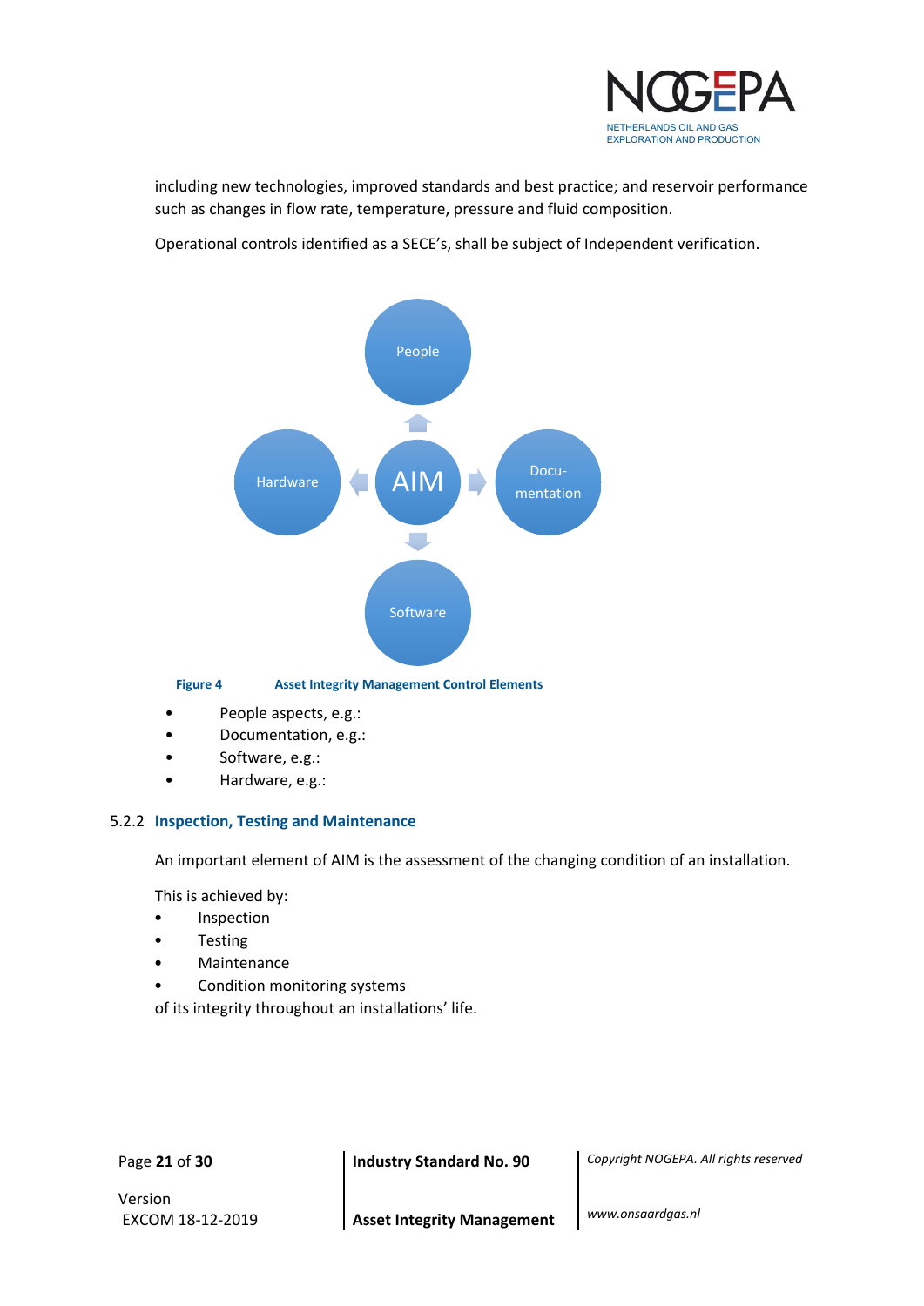including new technologies, improved standards and best practice; and reservoir performance such as changes in flow rate, temperature, pressure and fluid composition.

Operational controls identified as a SECE's, shall be subject of Independent verification.

People

Hardware AIM Docu-mentation

Software

**Figure 4 Asset Integrity Management Control Elements**

- People aspects, e.g.:
- Documentation, e.g.:
- Software, e.g.:
- Hardware, e.g.:

### 5.2.2 Inspection, Testing and Maintenance

An important element of AIM is the assessment of the changing condition of an installation.

This is achieved by:

- Inspection
- Testing
- Maintenance
- Condition monitoring systems

of its integrity throughout an installations' life.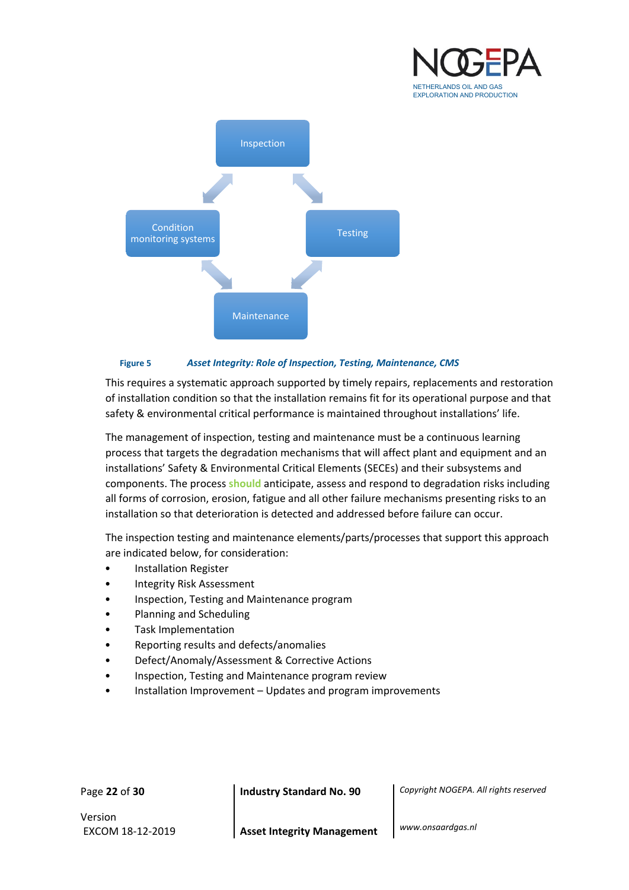Inspection

Condition monitoring systems

Testing

Maintenance

**Figure 5** ***Asset Integrity: Role of Inspection, Testing, Maintenance, CMS***

This requires a systematic approach supported by timely repairs, replacements and restoration of installation condition so that the installation remains fit for its operational purpose and that safety & environmental critical performance is maintained throughout installations' life.

The management of inspection, testing and maintenance must be a continuous learning process that targets the degradation mechanisms that will affect plant and equipment and an installations' Safety & Environmental Critical Elements (SECEs) and their subsystems and components. The process should anticipate, assess and respond to degradation risks including all forms of corrosion, erosion, fatigue and all other failure mechanisms presenting risks to an installation so that deterioration is detected and addressed before failure can occur.

The inspection testing and maintenance elements/parts/processes that support this approach are indicated below, for consideration:

- Installation Register
- Integrity Risk Assessment
- Inspection, Testing and Maintenance program
- Planning and Scheduling
- Task Implementation
- Reporting results and defects/anomalies
- Defect/Anomaly/Assessment & Corrective Actions
- Inspection, Testing and Maintenance program review
- Installation Improvement – Updates and program improvements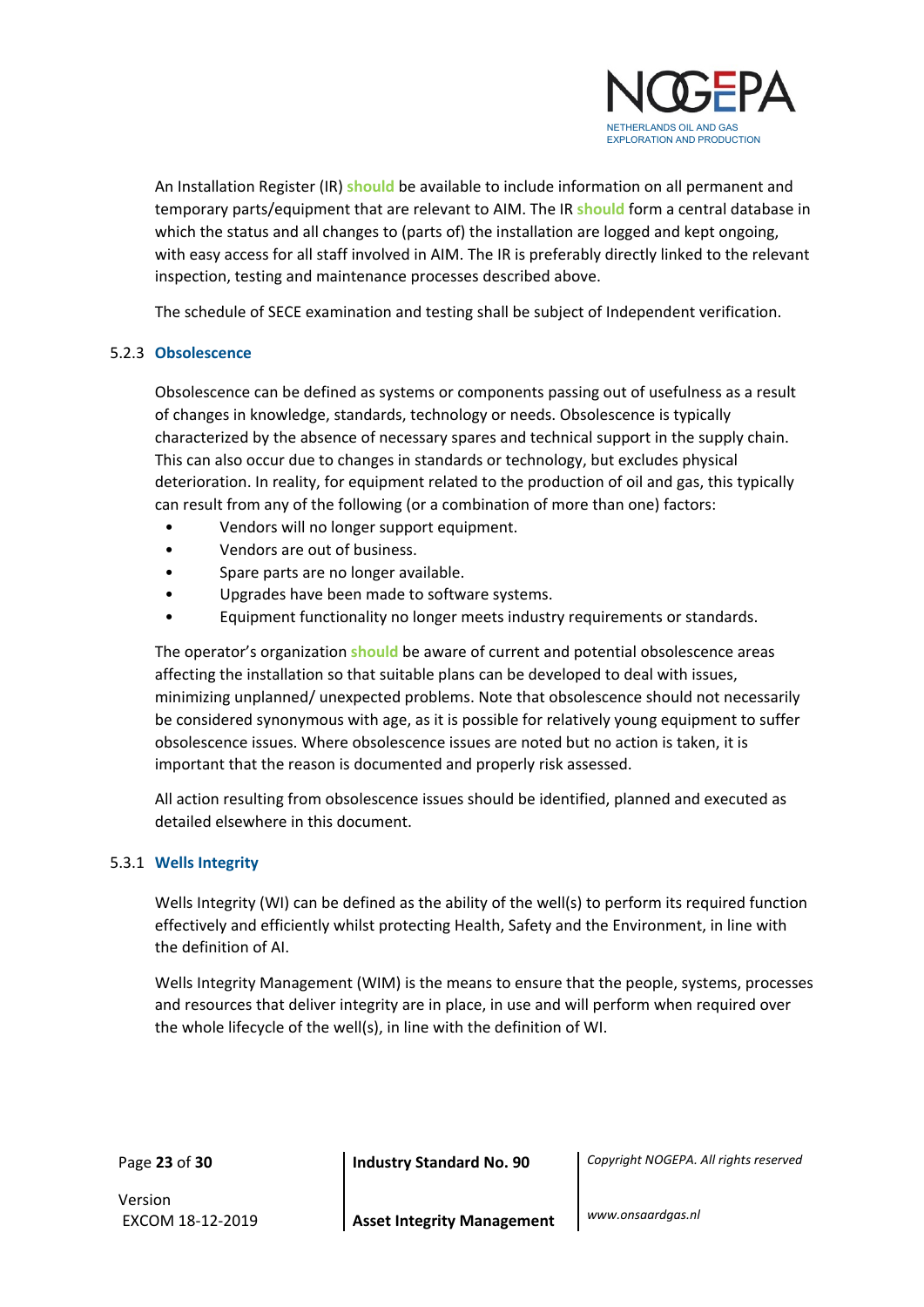An Installation Register (IR) **should** be available to include information on all permanent and temporary parts/equipment that are relevant to AIM. The IR **should** form a central database in which the status and all changes to (parts of) the installation are logged and kept ongoing, with easy access for all staff involved in AIM. The IR is preferably directly linked to the relevant inspection, testing and maintenance processes described above.

The schedule of SECE examination and testing shall be subject of Independent verification.

### 5.2.3 Obsolescence

Obsolescence can be defined as systems or components passing out of usefulness as a result of changes in knowledge, standards, technology or needs. Obsolescence is typically characterized by the absence of necessary spares and technical support in the supply chain. This can also occur due to changes in standards or technology, but excludes physical deterioration. In reality, for equipment related to the production of oil and gas, this typically can result from any of the following (or a combination of more than one) factors:

- Vendors will no longer support equipment.
- Vendors are out of business.
- Spare parts are no longer available.
- Upgrades have been made to software systems.
- Equipment functionality no longer meets industry requirements or standards.

The operator's organization **should** be aware of current and potential obsolescence areas affecting the installation so that suitable plans can be developed to deal with issues, minimizing unplanned/ unexpected problems. Note that obsolescence should not necessarily be considered synonymous with age, as it is possible for relatively young equipment to suffer obsolescence issues. Where obsolescence issues are noted but no action is taken, it is important that the reason is documented and properly risk assessed.

All action resulting from obsolescence issues should be identified, planned and executed as detailed elsewhere in this document.

### 5.3.1 Wells Integrity

Wells Integrity (WI) can be defined as the ability of the well(s) to perform its required function effectively and efficiently whilst protecting Health, Safety and the Environment, in line with the definition of AI.

Wells Integrity Management (WIM) is the means to ensure that the people, systems, processes and resources that deliver integrity are in place, in use and will perform when required over the whole lifecycle of the well(s), in line with the definition of WI.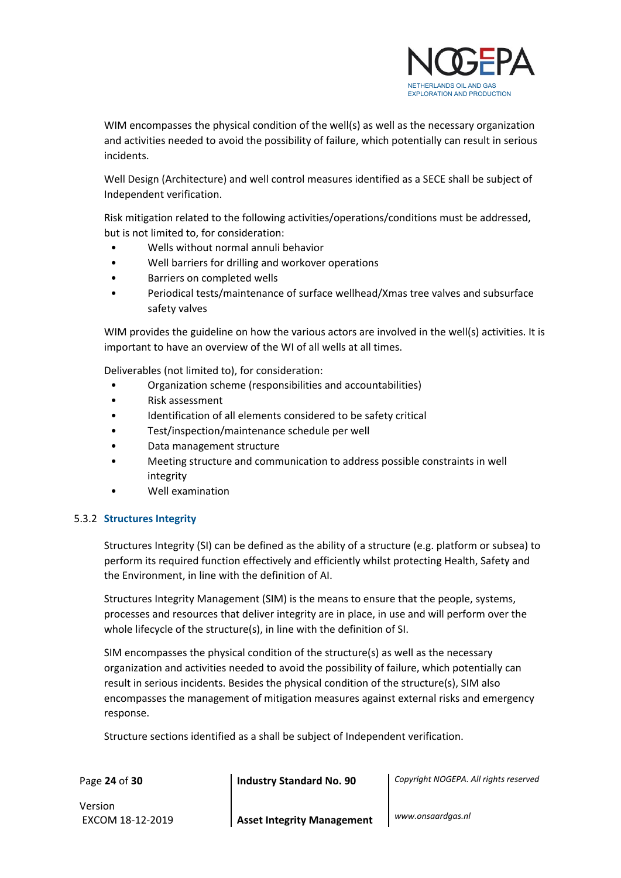WIM encompasses the physical condition of the well(s) as well as the necessary organization and activities needed to avoid the possibility of failure, which potentially can result in serious incidents.

Well Design (Architecture) and well control measures identified as a SECE shall be subject of Independent verification.

Risk mitigation related to the following activities/operations/conditions must be addressed, but is not limited to, for consideration:

- Wells without normal annuli behavior
- Well barriers for drilling and workover operations
- Barriers on completed wells
- Periodical tests/maintenance of surface wellhead/Xmas tree valves and subsurface safety valves

WIM provides the guideline on how the various actors are involved in the well(s) activities. It is important to have an overview of the WI of all wells at all times.

Deliverables (not limited to), for consideration:

- Organization scheme (responsibilities and accountabilities)
- Risk assessment
- Identification of all elements considered to be safety critical
- Test/inspection/maintenance schedule per well
- Data management structure
- Meeting structure and communication to address possible constraints in well integrity
- Well examination

### 5.3.2 Structures Integrity

Structures Integrity (SI) can be defined as the ability of a structure (e.g. platform or subsea) to perform its required function effectively and efficiently whilst protecting Health, Safety and the Environment, in line with the definition of AI.

Structures Integrity Management (SIM) is the means to ensure that the people, systems, processes and resources that deliver integrity are in place, in use and will perform over the whole lifecycle of the structure(s), in line with the definition of SI.

SIM encompasses the physical condition of the structure(s) as well as the necessary organization and activities needed to avoid the possibility of failure, which potentially can result in serious incidents. Besides the physical condition of the structure(s), SIM also encompasses the management of mitigation measures against external risks and emergency response.

Structure sections identified as a shall be subject of Independent verification.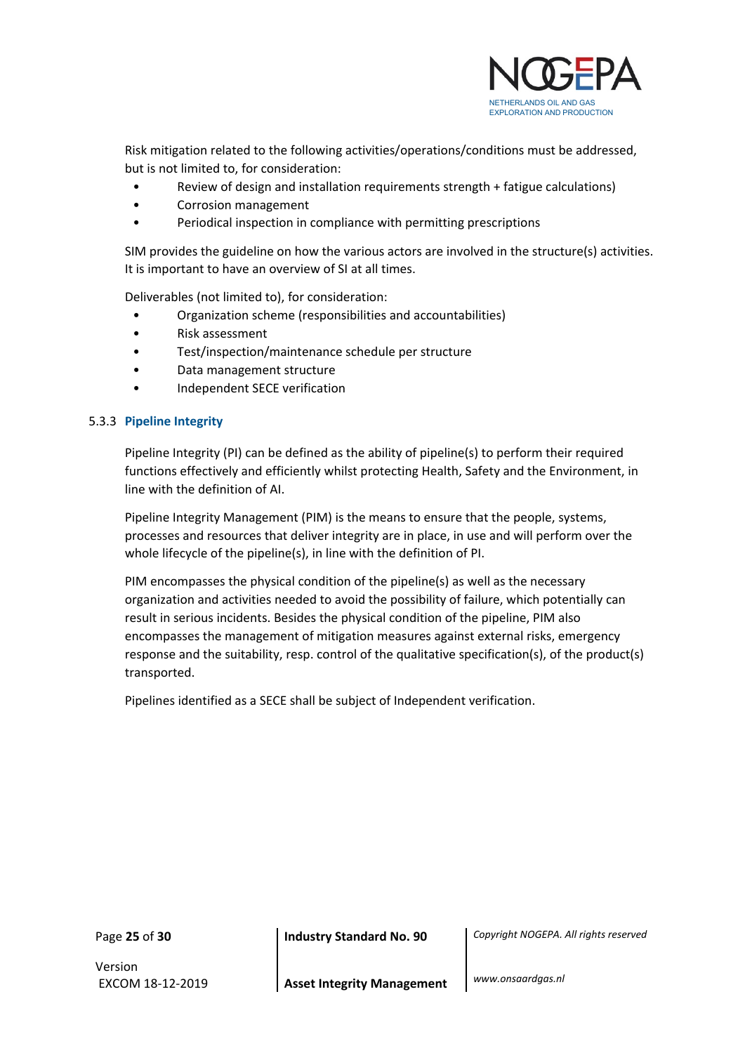Risk mitigation related to the following activities/operations/conditions must be addressed, but is not limited to, for consideration:

- Review of design and installation requirements strength + fatigue calculations)
- Corrosion management
- Periodical inspection in compliance with permitting prescriptions

SIM provides the guideline on how the various actors are involved in the structure(s) activities. It is important to have an overview of SI at all times.

Deliverables (not limited to), for consideration:

- Organization scheme (responsibilities and accountabilities)
- Risk assessment
- Test/inspection/maintenance schedule per structure
- Data management structure
- Independent SECE verification

### 5.3.3 Pipeline Integrity

Pipeline Integrity (PI) can be defined as the ability of pipeline(s) to perform their required functions effectively and efficiently whilst protecting Health, Safety and the Environment, in line with the definition of AI.

Pipeline Integrity Management (PIM) is the means to ensure that the people, systems, processes and resources that deliver integrity are in place, in use and will perform over the whole lifecycle of the pipeline(s), in line with the definition of PI.

PIM encompasses the physical condition of the pipeline(s) as well as the necessary organization and activities needed to avoid the possibility of failure, which potentially can result in serious incidents. Besides the physical condition of the pipeline, PIM also encompasses the management of mitigation measures against external risks, emergency response and the suitability, resp. control of the qualitative specification(s), of the product(s) transported.

Pipelines identified as a SECE shall be subject of Independent verification.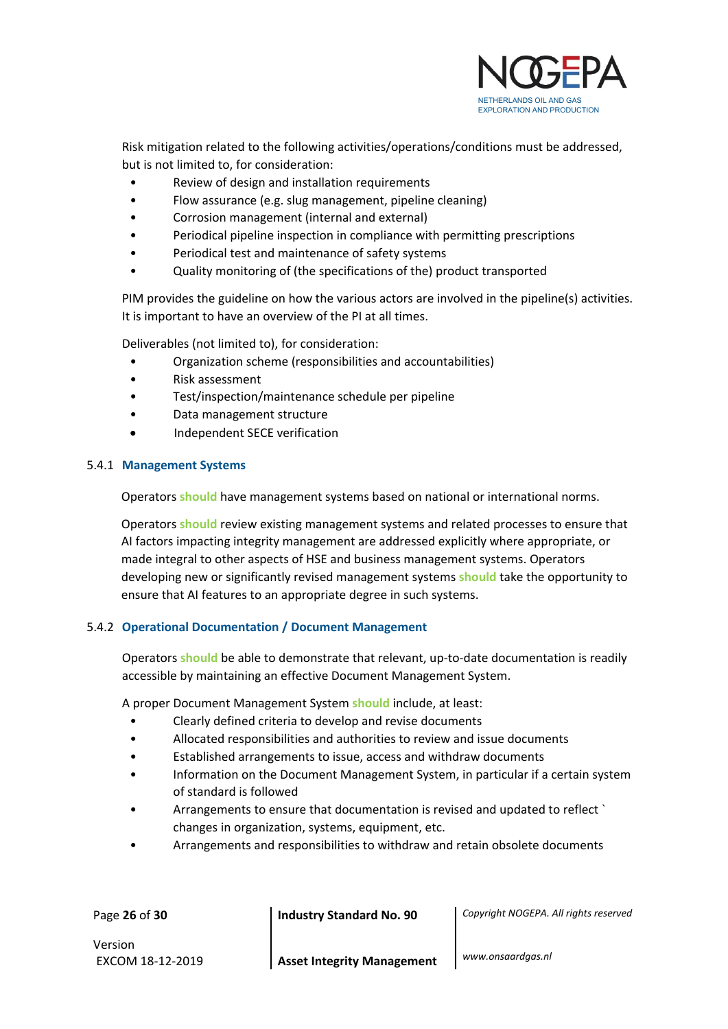Risk mitigation related to the following activities/operations/conditions must be addressed, but is not limited to, for consideration:

- Review of design and installation requirements
- Flow assurance (e.g. slug management, pipeline cleaning)
- Corrosion management (internal and external)
- Periodical pipeline inspection in compliance with permitting prescriptions
- Periodical test and maintenance of safety systems
- Quality monitoring of (the specifications of the) product transported

PIM provides the guideline on how the various actors are involved in the pipeline(s) activities. It is important to have an overview of the PI at all times.

Deliverables (not limited to), for consideration:

- Organization scheme (responsibilities and accountabilities)
- Risk assessment
- Test/inspection/maintenance schedule per pipeline
- Data management structure
- Independent SECE verification

### 5.4.1 Management Systems

Operators **should** have management systems based on national or international norms.

Operators **should** review existing management systems and related processes to ensure that AI factors impacting integrity management are addressed explicitly where appropriate, or made integral to other aspects of HSE and business management systems. Operators developing new or significantly revised management systems **should** take the opportunity to ensure that AI features to an appropriate degree in such systems.

### 5.4.2 Operational Documentation / Document Management

Operators **should** be able to demonstrate that relevant, up-to-date documentation is readily accessible by maintaining an effective Document Management System.

A proper Document Management System **should** include, at least:

- Clearly defined criteria to develop and revise documents
- Allocated responsibilities and authorities to review and issue documents
- Established arrangements to issue, access and withdraw documents
- Information on the Document Management System, in particular if a certain system of standard is followed
- Arrangements to ensure that documentation is revised and updated to reflect ` changes in organization, systems, equipment, etc.
- Arrangements and responsibilities to withdraw and retain obsolete documents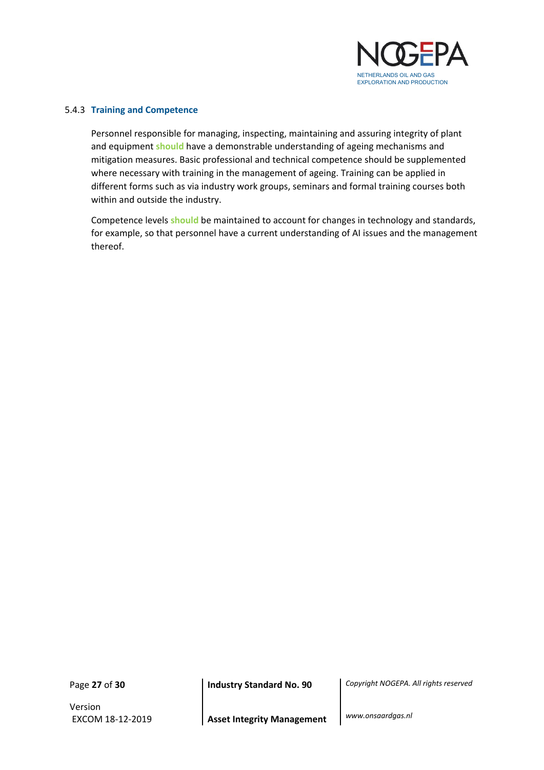### 5.4.3 Training and Competence

Personnel responsible for managing, inspecting, maintaining and assuring integrity of plant and equipment **should** have a demonstrable understanding of ageing mechanisms and mitigation measures. Basic professional and technical competence should be supplemented where necessary with training in the management of ageing. Training can be applied in different forms such as via industry work groups, seminars and formal training courses both within and outside the industry.

Competence levels **should** be maintained to account for changes in technology and standards, for example, so that personnel have a current understanding of AI issues and the management thereof.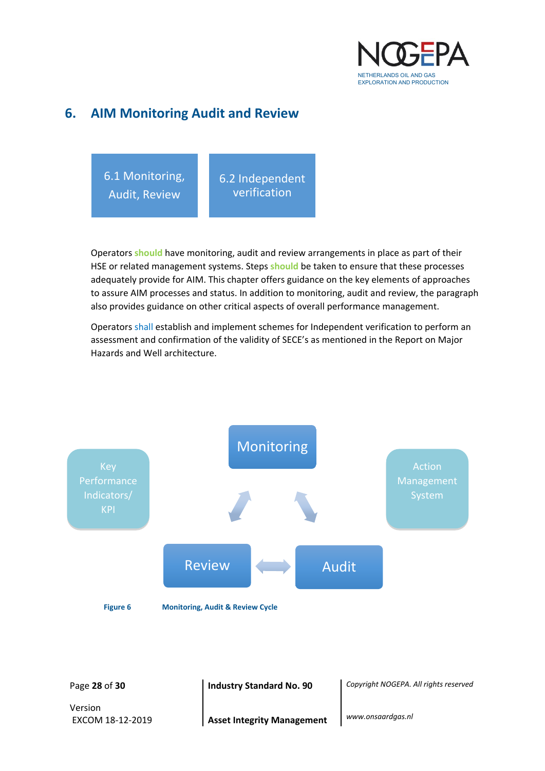# 6. AIM Monitoring Audit and Review

6.1 Monitoring, Audit, Review

6.2 Independent verification

Operators **should** have monitoring, audit and review arrangements in place as part of their HSE or related management systems. Steps **should** be taken to ensure that these processes adequately provide for AIM. This chapter offers guidance on the key elements of approaches to assure AIM processes and status. In addition to monitoring, audit and review, the paragraph also provides guidance on other critical aspects of overall performance management.

Operators shall establish and implement schemes for Independent verification to perform an assessment and confirmation of the validity of SECE's as mentioned in the Report on Major Hazards and Well architecture.

Key Performance Indicators/ KPI

Monitoring

Action Management System

Review

Audit

**Figure 6** **Monitoring, Audit & Review Cycle**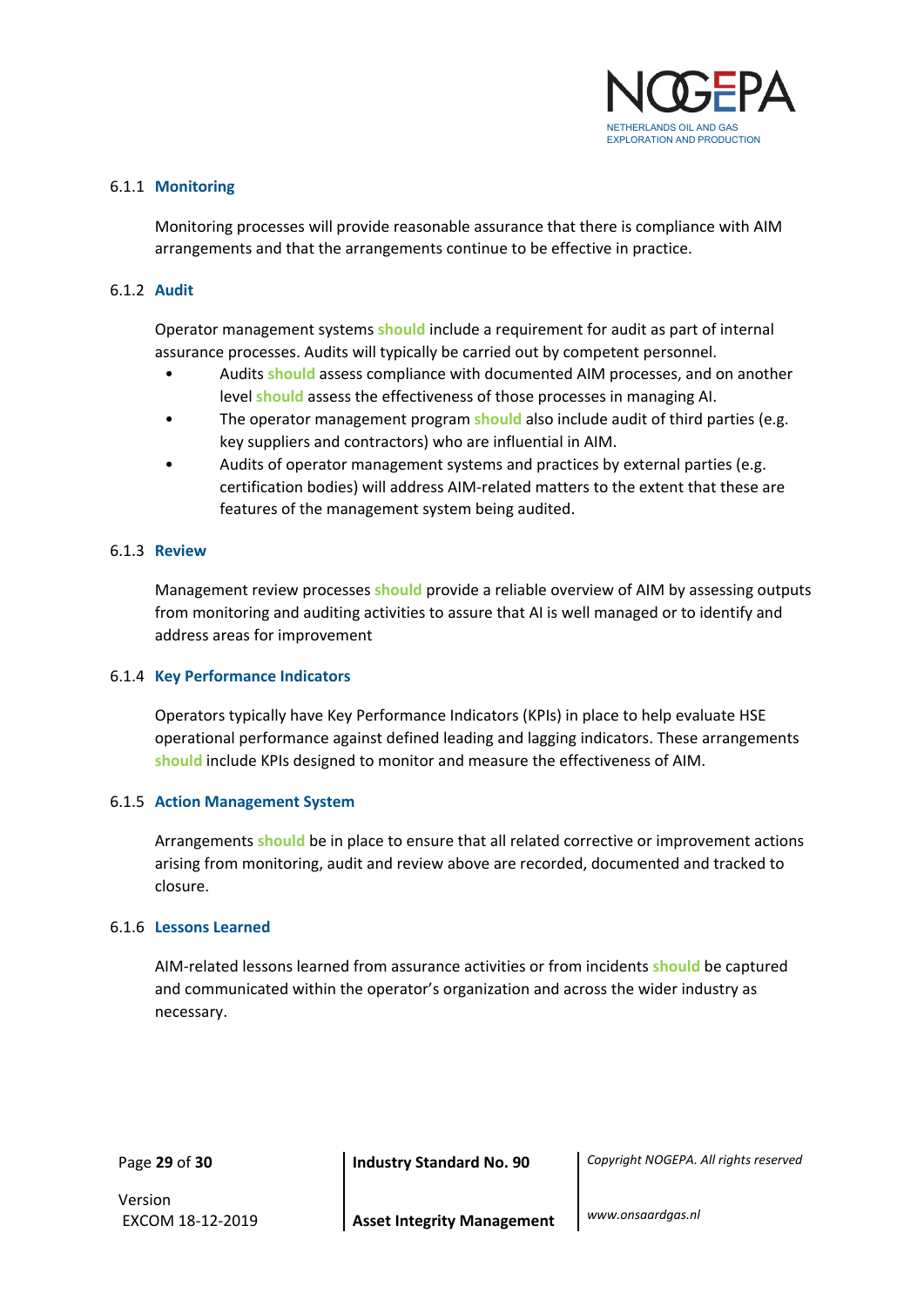#### 6.1.1 Monitoring

Monitoring processes will provide reasonable assurance that there is compliance with AIM arrangements and that the arrangements continue to be effective in practice.

#### 6.1.2 Audit

Operator management systems should include a requirement for audit as part of internal assurance processes. Audits will typically be carried out by competent personnel.

- Audits should assess compliance with documented AIM processes, and on another level should assess the effectiveness of those processes in managing AI.
- The operator management program should also include audit of third parties (e.g. key suppliers and contractors) who are influential in AIM.
- Audits of operator management systems and practices by external parties (e.g. certification bodies) will address AIM-related matters to the extent that these are features of the management system being audited.

#### 6.1.3 Review

Management review processes should provide a reliable overview of AIM by assessing outputs from monitoring and auditing activities to assure that AI is well managed or to identify and address areas for improvement

#### 6.1.4 Key Performance Indicators

Operators typically have Key Performance Indicators (KPIs) in place to help evaluate HSE operational performance against defined leading and lagging indicators. These arrangements should include KPIs designed to monitor and measure the effectiveness of AIM.

#### 6.1.5 Action Management System

Arrangements should be in place to ensure that all related corrective or improvement actions arising from monitoring, audit and review above are recorded, documented and tracked to closure.

#### 6.1.6 Lessons Learned

AIM-related lessons learned from assurance activities or from incidents should be captured and communicated within the operator's organization and across the wider industry as necessary.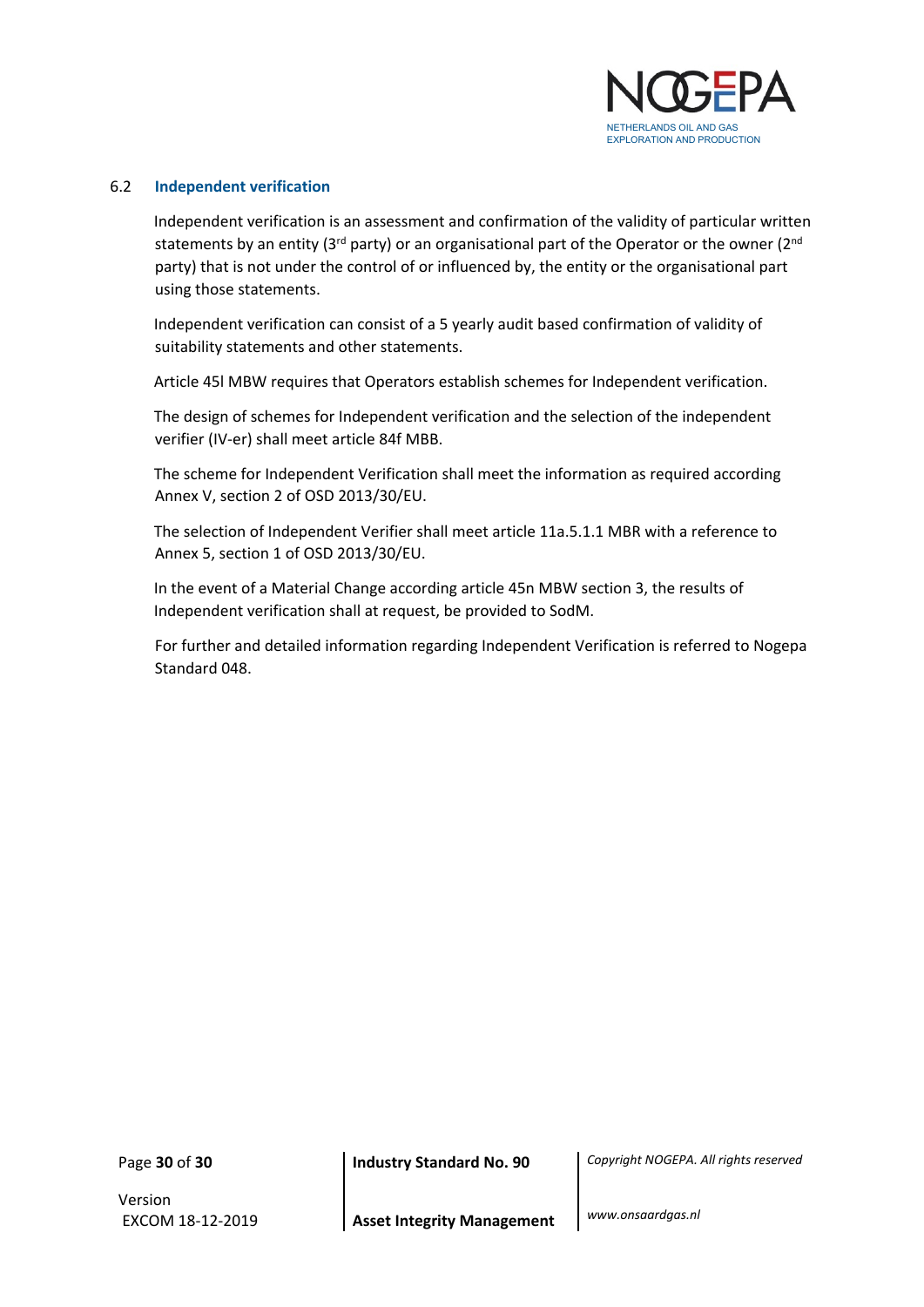## 6.2 Independent verification

Independent verification is an assessment and confirmation of the validity of particular written statements by an entity (3rd party) or an organisational part of the Operator or the owner (2nd party) that is not under the control of or influenced by, the entity or the organisational part using those statements.

Independent verification can consist of a 5 yearly audit based confirmation of validity of suitability statements and other statements.

Article 45l MBW requires that Operators establish schemes for Independent verification.

The design of schemes for Independent verification and the selection of the independent verifier (IV-er) shall meet article 84f MBB.

The scheme for Independent Verification shall meet the information as required according Annex V, section 2 of OSD 2013/30/EU.

The selection of Independent Verifier shall meet article 11a.5.1.1 MBR with a reference to Annex 5, section 1 of OSD 2013/30/EU.

In the event of a Material Change according article 45n MBW section 3, the results of Independent verification shall at request, be provided to SodM.

For further and detailed information regarding Independent Verification is referred to Nogepa Standard 048.